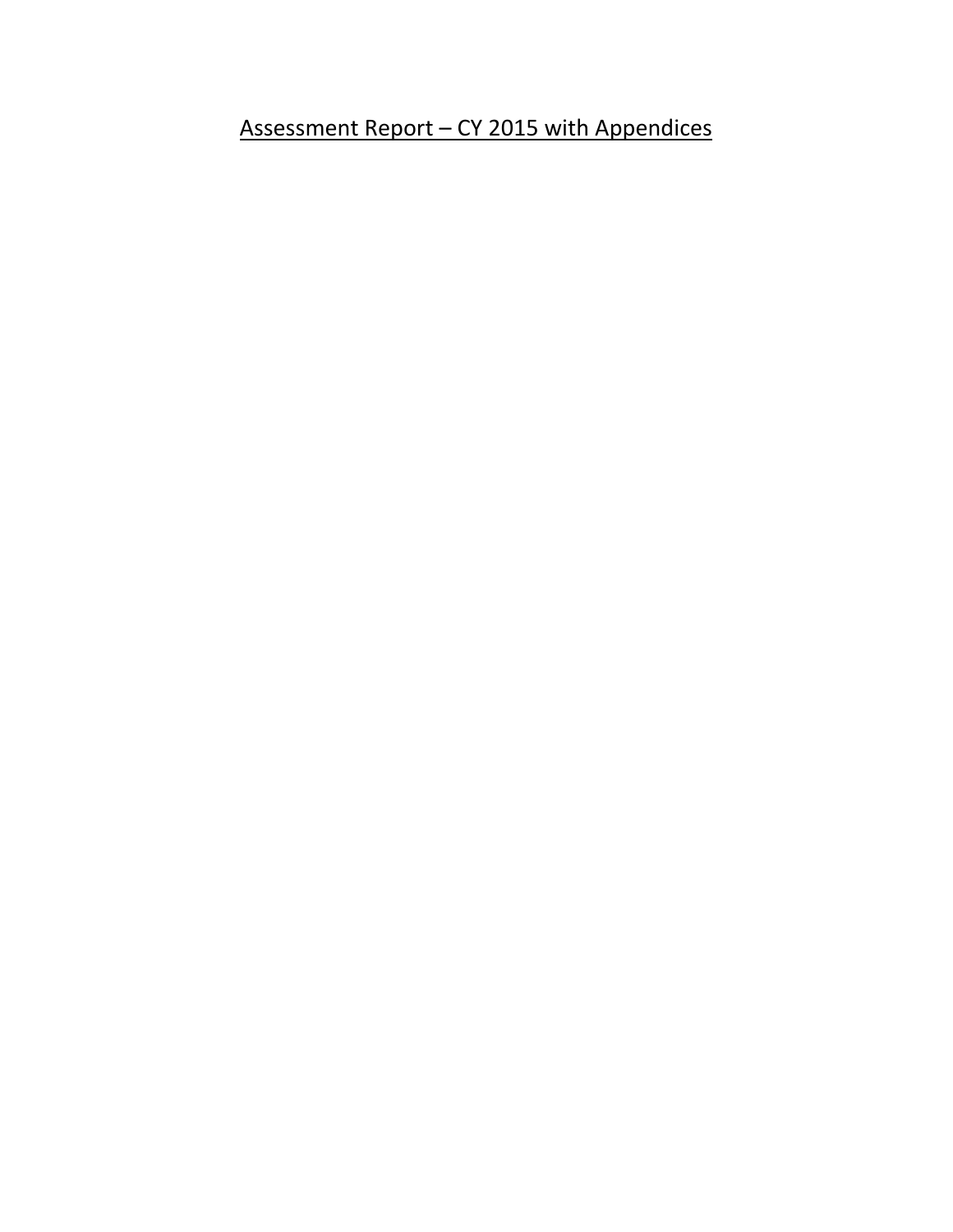# Assessment Report – CY 2015 with Appendices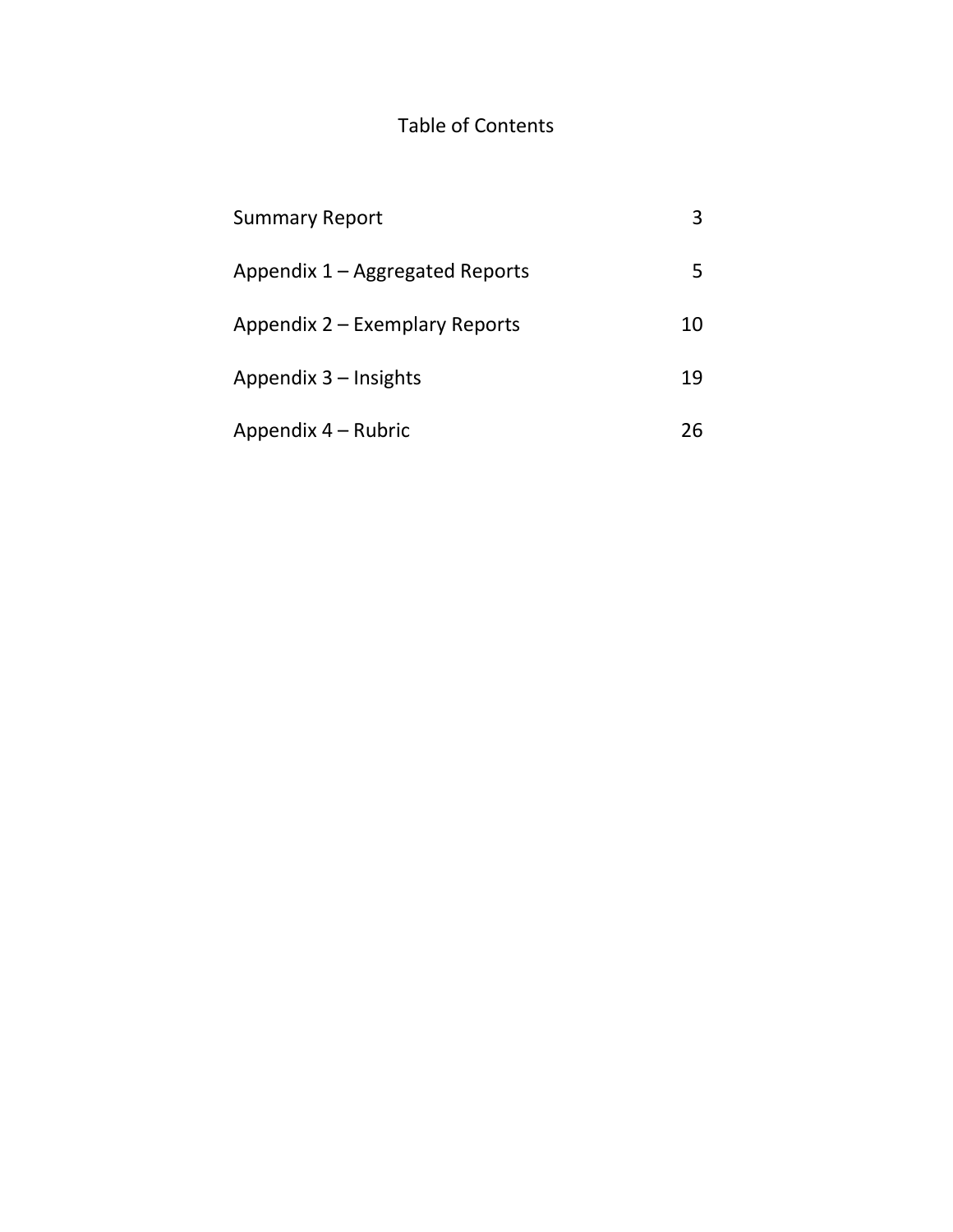# Table of Contents

| | |
|---|---|
| Summary Report | 3 |
| Appendix 1 – Aggregated Reports | 5 |
| Appendix 2 – Exemplary Reports | 10 |
| Appendix 3 – Insights | 19 |
| Appendix 4 – Rubric | 26 |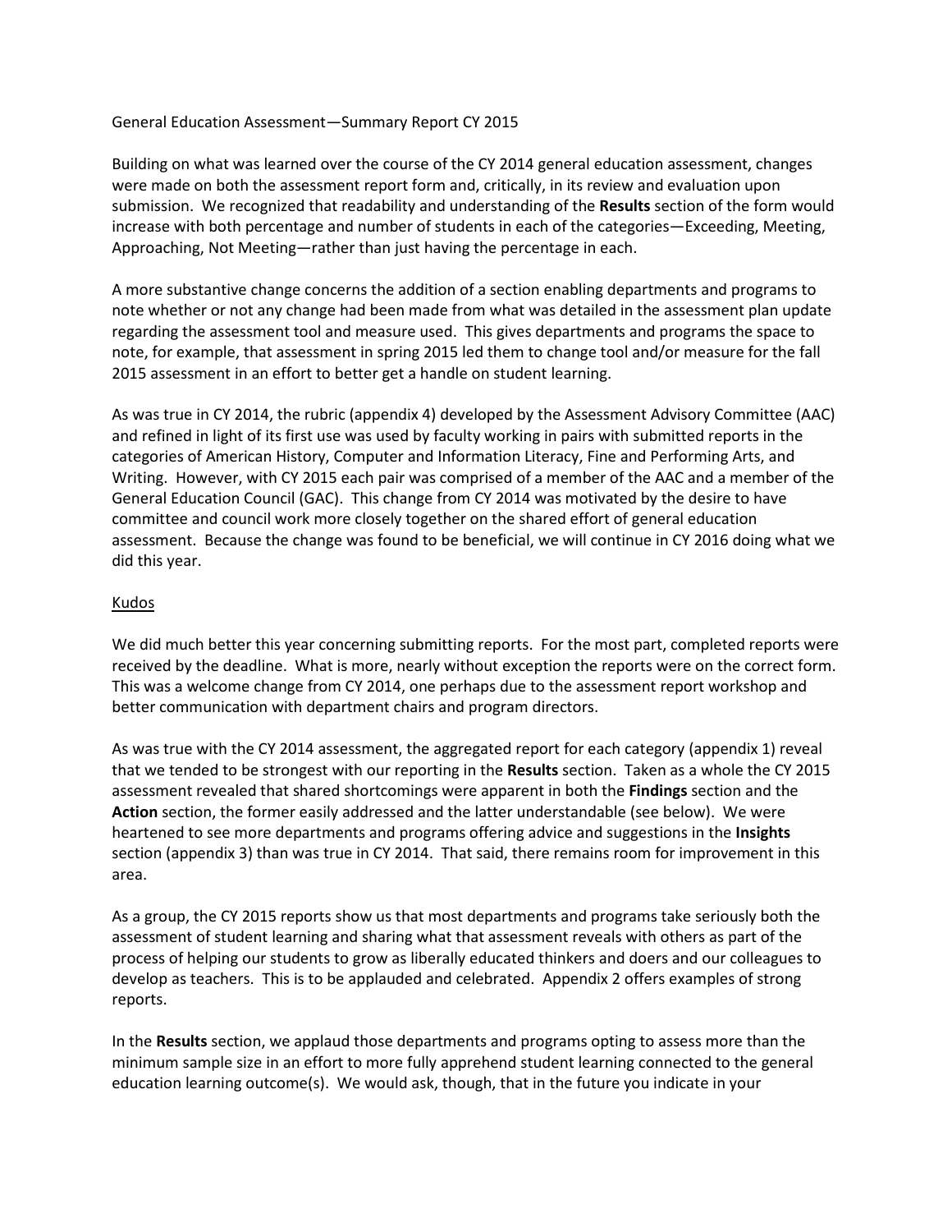General Education Assessment—Summary Report CY 2015

Building on what was learned over the course of the CY 2014 general education assessment, changes were made on both the assessment report form and, critically, in its review and evaluation upon submission. We recognized that readability and understanding of the **Results** section of the form would increase with both percentage and number of students in each of the categories—Exceeding, Meeting, Approaching, Not Meeting—rather than just having the percentage in each.

A more substantive change concerns the addition of a section enabling departments and programs to note whether or not any change had been made from what was detailed in the assessment plan update regarding the assessment tool and measure used. This gives departments and programs the space to note, for example, that assessment in spring 2015 led them to change tool and/or measure for the fall 2015 assessment in an effort to better get a handle on student learning.

As was true in CY 2014, the rubric (appendix 4) developed by the Assessment Advisory Committee (AAC) and refined in light of its first use was used by faculty working in pairs with submitted reports in the categories of American History, Computer and Information Literacy, Fine and Performing Arts, and Writing. However, with CY 2015 each pair was comprised of a member of the AAC and a member of the General Education Council (GAC). This change from CY 2014 was motivated by the desire to have committee and council work more closely together on the shared effort of general education assessment. Because the change was found to be beneficial, we will continue in CY 2016 doing what we did this year.

<u>Kudos</u>

We did much better this year concerning submitting reports. For the most part, completed reports were received by the deadline. What is more, nearly without exception the reports were on the correct form. This was a welcome change from CY 2014, one perhaps due to the assessment report workshop and better communication with department chairs and program directors.

As was true with the CY 2014 assessment, the aggregated report for each category (appendix 1) reveal that we tended to be strongest with our reporting in the **Results** section. Taken as a whole the CY 2015 assessment revealed that shared shortcomings were apparent in both the **Findings** section and the **Action** section, the former easily addressed and the latter understandable (see below). We were heartened to see more departments and programs offering advice and suggestions in the **Insights** section (appendix 3) than was true in CY 2014. That said, there remains room for improvement in this area.

As a group, the CY 2015 reports show us that most departments and programs take seriously both the assessment of student learning and sharing what that assessment reveals with others as part of the process of helping our students to grow as liberally educated thinkers and doers and our colleagues to develop as teachers. This is to be applauded and celebrated. Appendix 2 offers examples of strong reports.

In the **Results** section, we applaud those departments and programs opting to assess more than the minimum sample size in an effort to more fully apprehend student learning connected to the general education learning outcome(s). We would ask, though, that in the future you indicate in your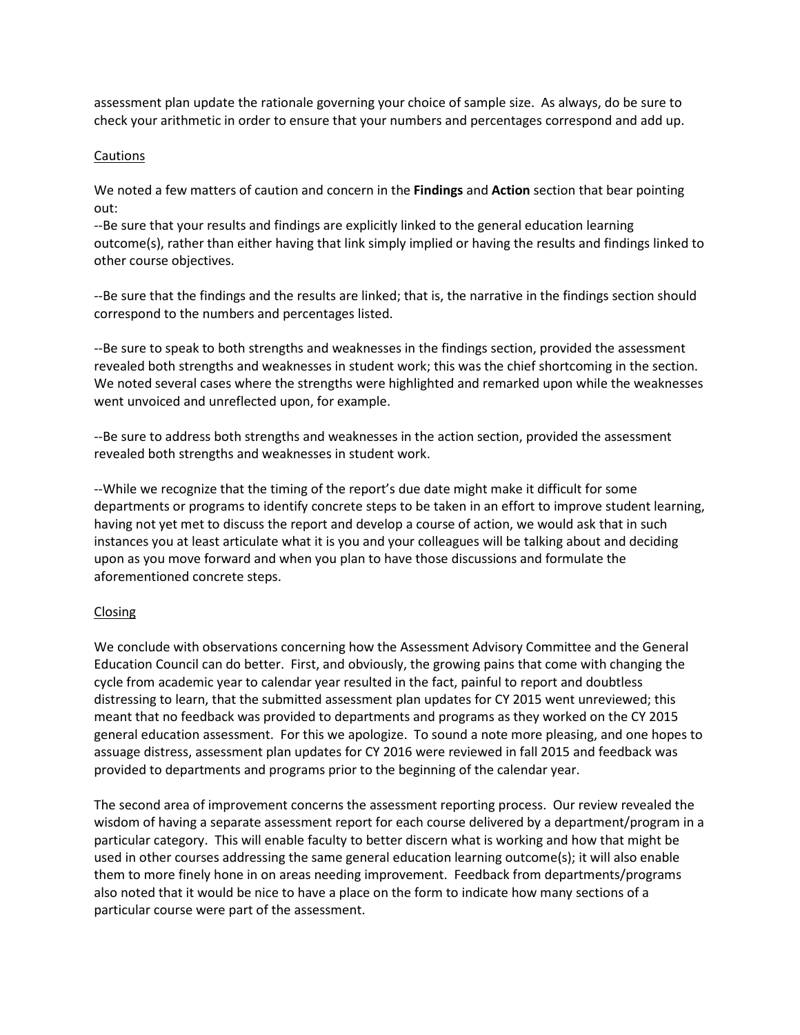assessment plan update the rationale governing your choice of sample size. As always, do be sure to check your arithmetic in order to ensure that your numbers and percentages correspond and add up.

## Cautions

We noted a few matters of caution and concern in the **Findings** and **Action** section that bear pointing out:

--Be sure that your results and findings are explicitly linked to the general education learning outcome(s), rather than either having that link simply implied or having the results and findings linked to other course objectives.

--Be sure that the findings and the results are linked; that is, the narrative in the findings section should correspond to the numbers and percentages listed.

--Be sure to speak to both strengths and weaknesses in the findings section, provided the assessment revealed both strengths and weaknesses in student work; this was the chief shortcoming in the section. We noted several cases where the strengths were highlighted and remarked upon while the weaknesses went unvoiced and unreflected upon, for example.

--Be sure to address both strengths and weaknesses in the action section, provided the assessment revealed both strengths and weaknesses in student work.

--While we recognize that the timing of the report's due date might make it difficult for some departments or programs to identify concrete steps to be taken in an effort to improve student learning, having not yet met to discuss the report and develop a course of action, we would ask that in such instances you at least articulate what it is you and your colleagues will be talking about and deciding upon as you move forward and when you plan to have those discussions and formulate the aforementioned concrete steps.

## Closing

We conclude with observations concerning how the Assessment Advisory Committee and the General Education Council can do better. First, and obviously, the growing pains that come with changing the cycle from academic year to calendar year resulted in the fact, painful to report and doubtless distressing to learn, that the submitted assessment plan updates for CY 2015 went unreviewed; this meant that no feedback was provided to departments and programs as they worked on the CY 2015 general education assessment. For this we apologize. To sound a note more pleasing, and one hopes to assuage distress, assessment plan updates for CY 2016 were reviewed in fall 2015 and feedback was provided to departments and programs prior to the beginning of the calendar year.

The second area of improvement concerns the assessment reporting process. Our review revealed the wisdom of having a separate assessment report for each course delivered by a department/program in a particular category. This will enable faculty to better discern what is working and how that might be used in other courses addressing the same general education learning outcome(s); it will also enable them to more finely hone in on areas needing improvement. Feedback from departments/programs also noted that it would be nice to have a place on the form to indicate how many sections of a particular course were part of the assessment.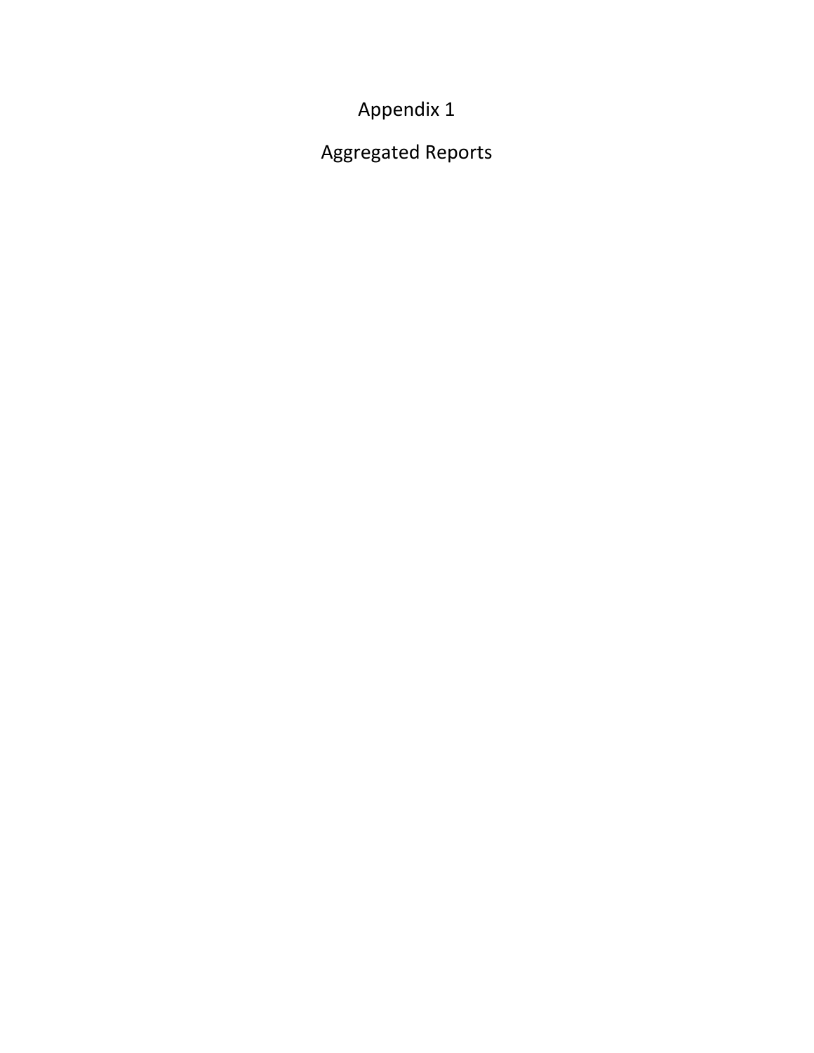# Appendix 1

## Aggregated Reports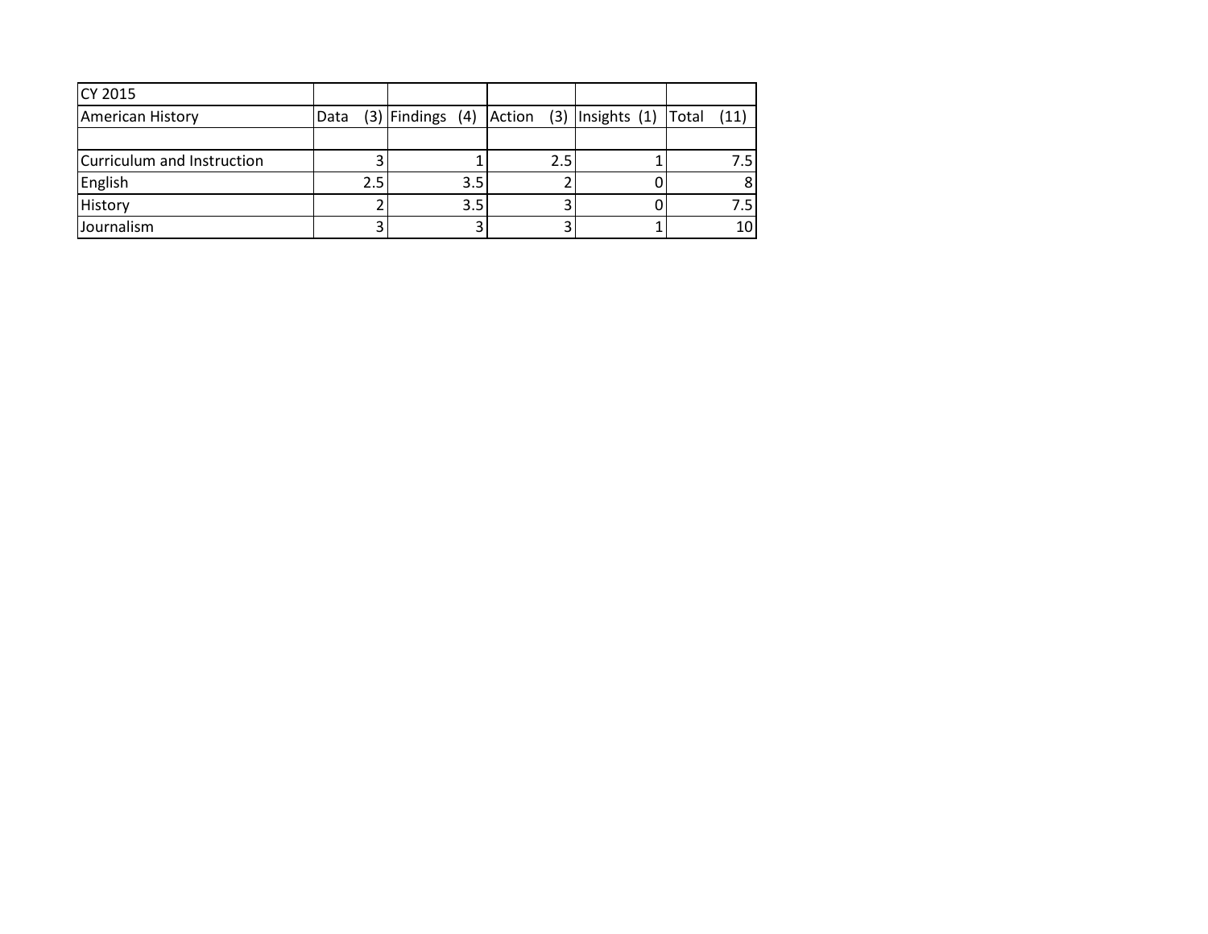| CY 2015 | | | | | |
|---|---|---|---|---|---|
| American History | Data (3) | Findings (4) | Action (3) | Insights (1) | Total (11) |
| | | | | | |
| Curriculum and Instruction | 3 | 1 | 2.5 | 1 | 7.5 |
| English | 2.5 | 3.5 | 2 | 0 | 8 |
| History | 2 | 3.5 | 3 | 0 | 7.5 |
| Journalism | 3 | 3 | 3 | 1 | 10 |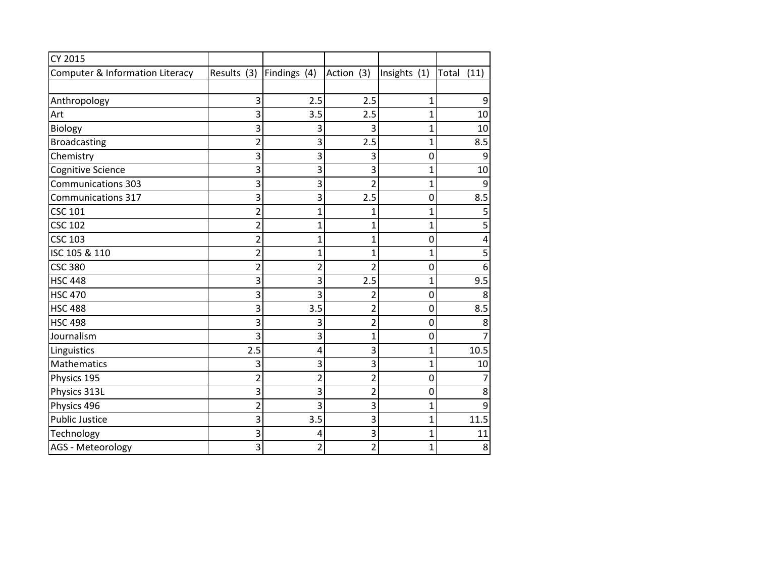| CY 2015 | | | | | |
|---|---|---|---|---|---|
| Computer & Information Literacy | Results (3) | Findings (4) | Action (3) | Insights (1) | Total (11) |
| | | | | | |
| Anthropology | 3 | 2.5 | 2.5 | 1 | 9 |
| Art | 3 | 3.5 | 2.5 | 1 | 10 |
| Biology | 3 | 3 | 3 | 1 | 10 |
| Broadcasting | 2 | 3 | 2.5 | 1 | 8.5 |
| Chemistry | 3 | 3 | 3 | 0 | 9 |
| Cognitive Science | 3 | 3 | 3 | 1 | 10 |
| Communications 303 | 3 | 3 | 2 | 1 | 9 |
| Communications 317 | 3 | 3 | 2.5 | 0 | 8.5 |
| CSC 101 | 2 | 1 | 1 | 1 | 5 |
| CSC 102 | 2 | 1 | 1 | 1 | 5 |
| CSC 103 | 2 | 1 | 1 | 0 | 4 |
| ISC 105 & 110 | 2 | 1 | 1 | 1 | 5 |
| CSC 380 | 2 | 2 | 2 | 0 | 6 |
| HSC 448 | 3 | 3 | 2.5 | 1 | 9.5 |
| HSC 470 | 3 | 3 | 2 | 0 | 8 |
| HSC 488 | 3 | 3.5 | 2 | 0 | 8.5 |
| HSC 498 | 3 | 3 | 2 | 0 | 8 |
| Journalism | 3 | 3 | 1 | 0 | 7 |
| Linguistics | 2.5 | 4 | 3 | 1 | 10.5 |
| Mathematics | 3 | 3 | 3 | 1 | 10 |
| Physics 195 | 2 | 2 | 2 | 0 | 7 |
| Physics 313L | 3 | 3 | 2 | 0 | 8 |
| Physics 496 | 2 | 3 | 3 | 1 | 9 |
| Public Justice | 3 | 3.5 | 3 | 1 | 11.5 |
| Technology | 3 | 4 | 3 | 1 | 11 |
| AGS - Meteorology | 3 | 2 | 2 | 1 | 8 |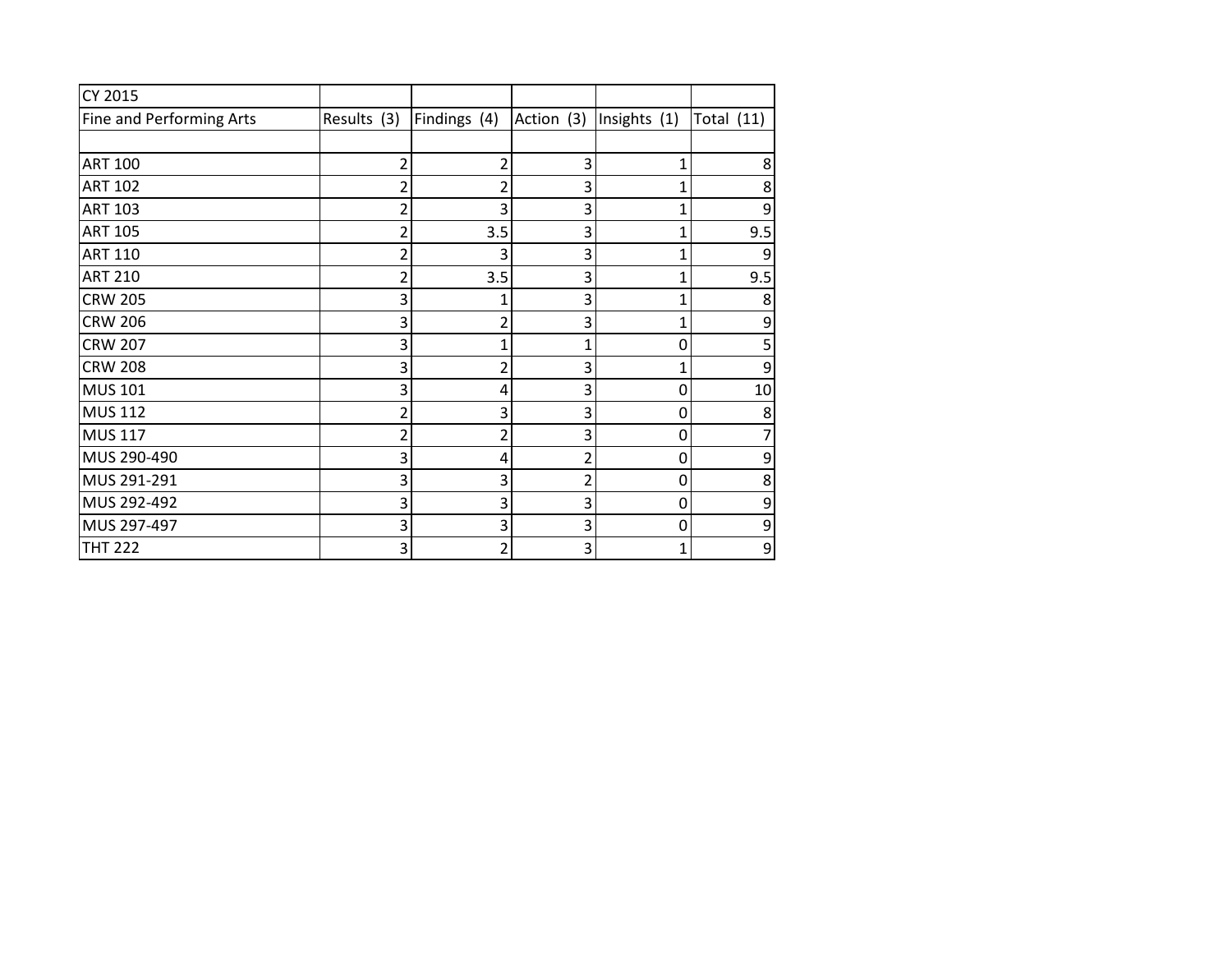| CY 2015 | | | | | |
|---|---|---|---|---|---|
| Fine and Performing Arts | Results (3) | Findings (4) | Action (3) | Insights (1) | Total (11) |
| | | | | | |
| ART 100 | 2 | 2 | 3 | 1 | 8 |
| ART 102 | 2 | 2 | 3 | 1 | 8 |
| ART 103 | 2 | 3 | 3 | 1 | 9 |
| ART 105 | 2 | 3.5 | 3 | 1 | 9.5 |
| ART 110 | 2 | 3 | 3 | 1 | 9 |
| ART 210 | 2 | 3.5 | 3 | 1 | 9.5 |
| CRW 205 | 3 | 1 | 3 | 1 | 8 |
| CRW 206 | 3 | 2 | 3 | 1 | 9 |
| CRW 207 | 3 | 1 | 1 | 0 | 5 |
| CRW 208 | 3 | 2 | 3 | 1 | 9 |
| MUS 101 | 3 | 4 | 3 | 0 | 10 |
| MUS 112 | 2 | 3 | 3 | 0 | 8 |
| MUS 117 | 2 | 2 | 3 | 0 | 7 |
| MUS 290-490 | 3 | 4 | 2 | 0 | 9 |
| MUS 291-291 | 3 | 3 | 2 | 0 | 8 |
| MUS 292-492 | 3 | 3 | 3 | 0 | 9 |
| MUS 297-497 | 3 | 3 | 3 | 0 | 9 |
| THT 222 | 3 | 2 | 3 | 1 | 9 |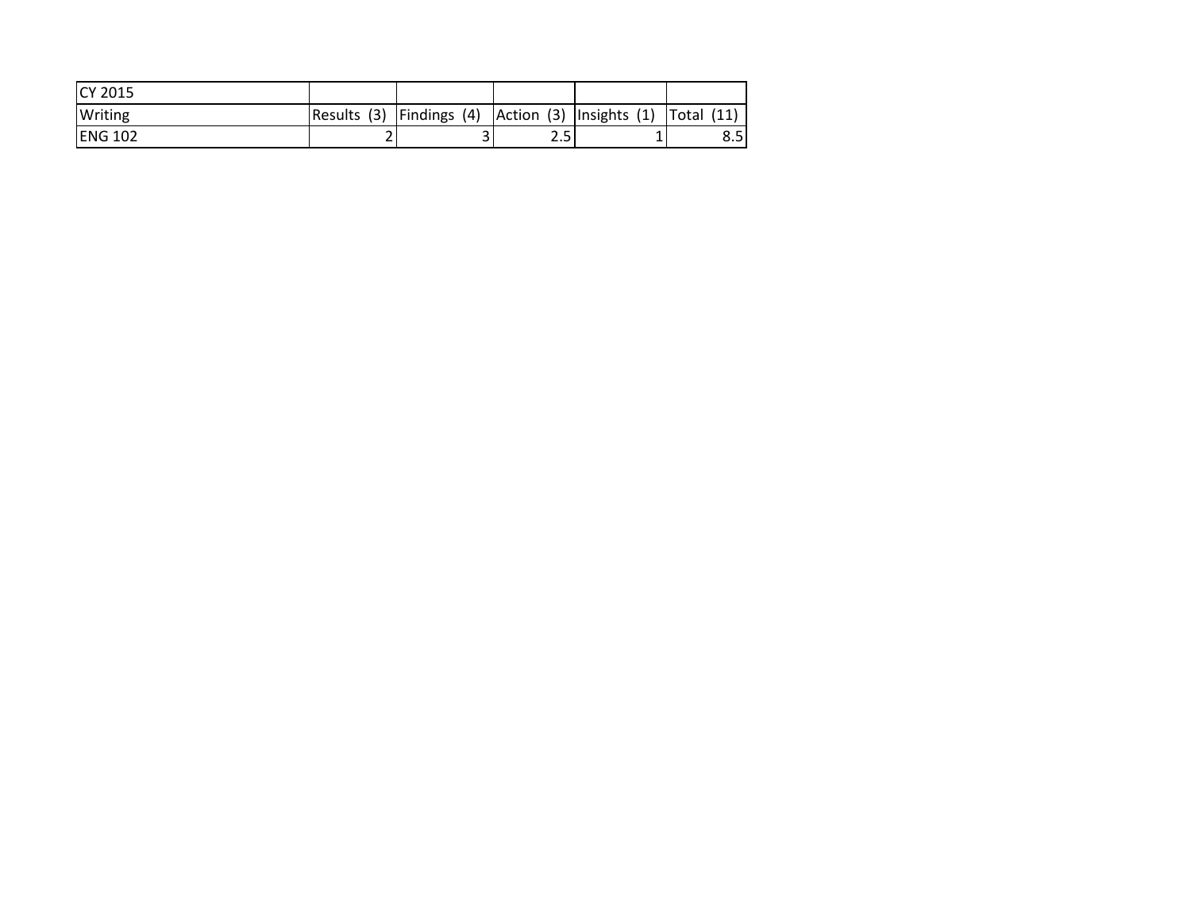| CY 2015 | | | | | |
|---|---|---|---|---|---|
| Writing | Results (3) | Findings (4) | Action (3) | Insights (1) | Total (11) |
| ENG 102 | 2 | 3 | 2.5 | 1 | 8.5 |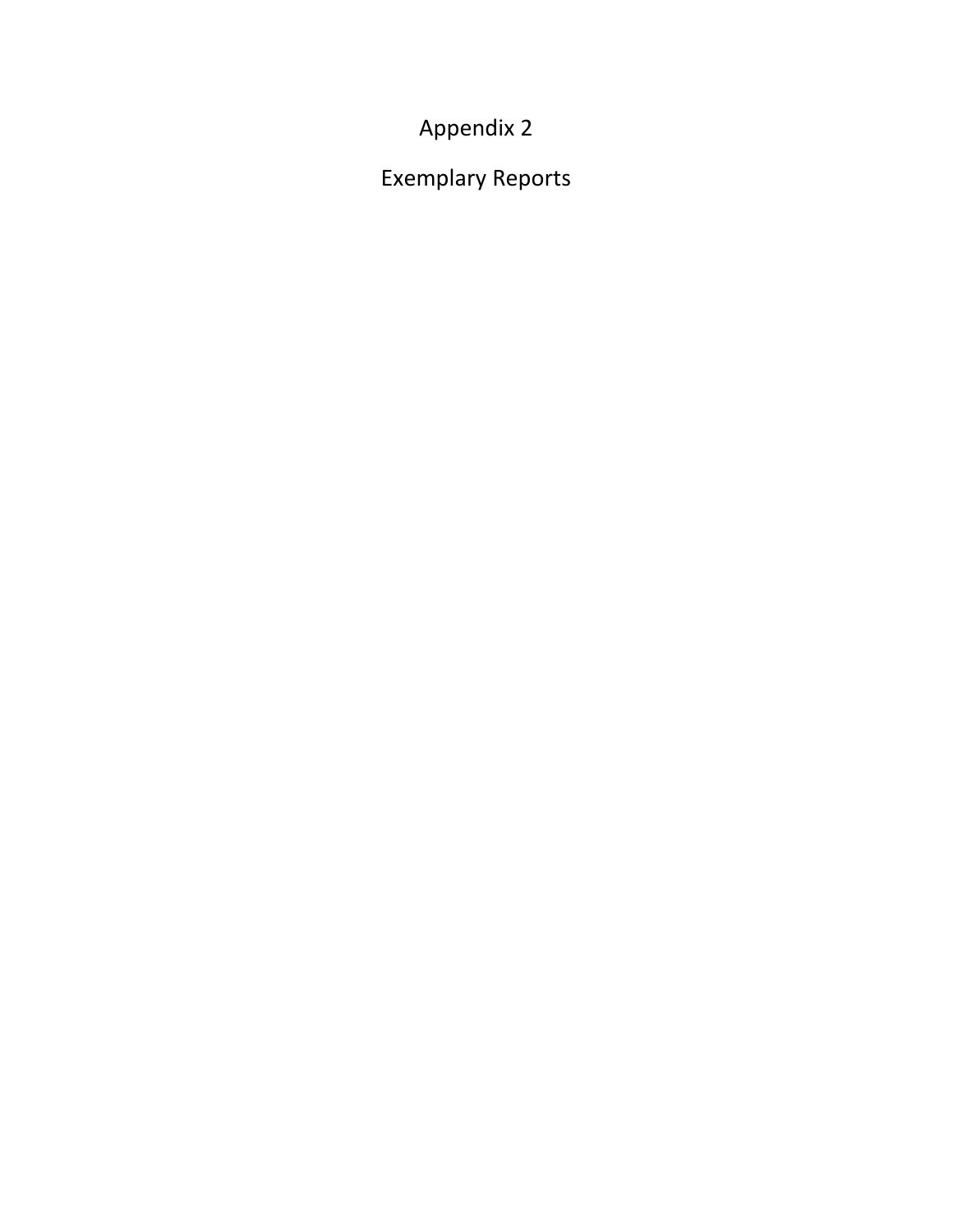# Appendix 2

# Exemplary Reports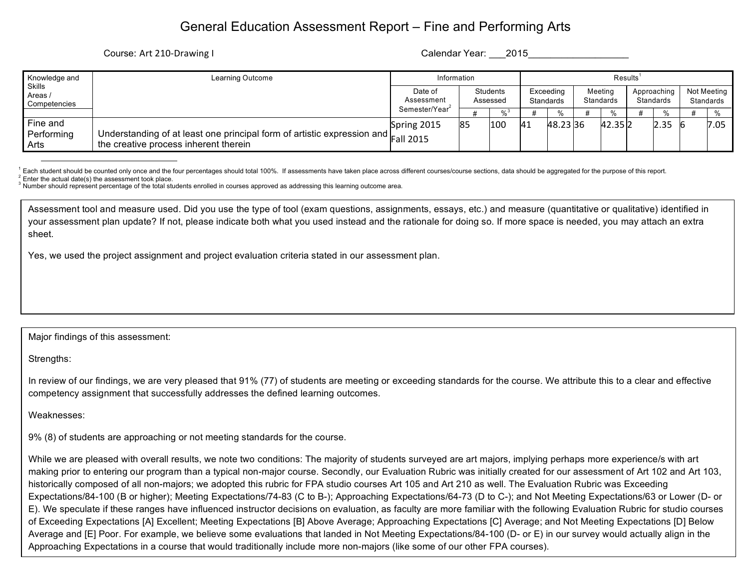# General Education Assessment Report – Fine and Performing Arts

Course: Art 210-Drawing I

Calendar Year: ___2015___________________

| Knowledge and Skills Areas / Competencies | Learning Outcome | Information | | | Results[1] | | | | | | | |
|---|---|---|---|---|---|---|---|---|---|---|---|---|
| | | Date of Assessment Semester/Year[2] | Students Assessed | | Exceeding Standards | | Meeting Standards | | Approaching Standards | | Not Meeting Standards | |
| | | | # | %[3] | # | % | # | % | # | % | # | % |
| Fine and Performing Arts | Understanding of at least one principal form of artistic expression and the creative process inherent therein | Spring 2015 Fall 2015 | 85 | 100 | 41 | 48.23 | 36 | 42.35 | 2 | 2.35 | 6 | 7.05 |

[1] Each student should be counted only once and the four percentages should total 100%. If assessments have taken place across different courses/course sections, data should be aggregated for the purpose of this report.
[2] Enter the actual date(s) the assessment took place.
[3] Number should represent percentage of the total students enrolled in courses approved as addressing this learning outcome area.

Assessment tool and measure used. Did you use the type of tool (exam questions, assignments, essays, etc.) and measure (quantitative or qualitative) identified in your assessment plan update? If not, please indicate both what you used instead and the rationale for doing so. If more space is needed, you may attach an extra sheet.

Yes, we used the project assignment and project evaluation criteria stated in our assessment plan.

Major findings of this assessment:

Strengths:

In review of our findings, we are very pleased that 91% (77) of students are meeting or exceeding standards for the course. We attribute this to a clear and effective competency assignment that successfully addresses the defined learning outcomes.

Weaknesses:

9% (8) of students are approaching or not meeting standards for the course.

While we are pleased with overall results, we note two conditions: The majority of students surveyed are art majors, implying perhaps more experience/s with art making prior to entering our program than a typical non-major course. Secondly, our Evaluation Rubric was initially created for our assessment of Art 102 and Art 103, historically composed of all non-majors; we adopted this rubric for FPA studio courses Art 105 and Art 210 as well. The Evaluation Rubric was Exceeding Expectations/84-100 (B or higher); Meeting Expectations/74-83 (C to B-); Approaching Expectations/64-73 (D to C-); and Not Meeting Expectations/63 or Lower (D- or E). We speculate if these ranges have influenced instructor decisions on evaluation, as faculty are more familiar with the following Evaluation Rubric for studio courses of Exceeding Expectations [A] Excellent; Meeting Expectations [B] Above Average; Approaching Expectations [C] Average; and Not Meeting Expectations [D] Below Average and [E] Poor. For example, we believe some evaluations that landed in Not Meeting Expectations/84-100 (D- or E) in our survey would actually align in the Approaching Expectations in a course that would traditionally include more non-majors (like some of our other FPA courses).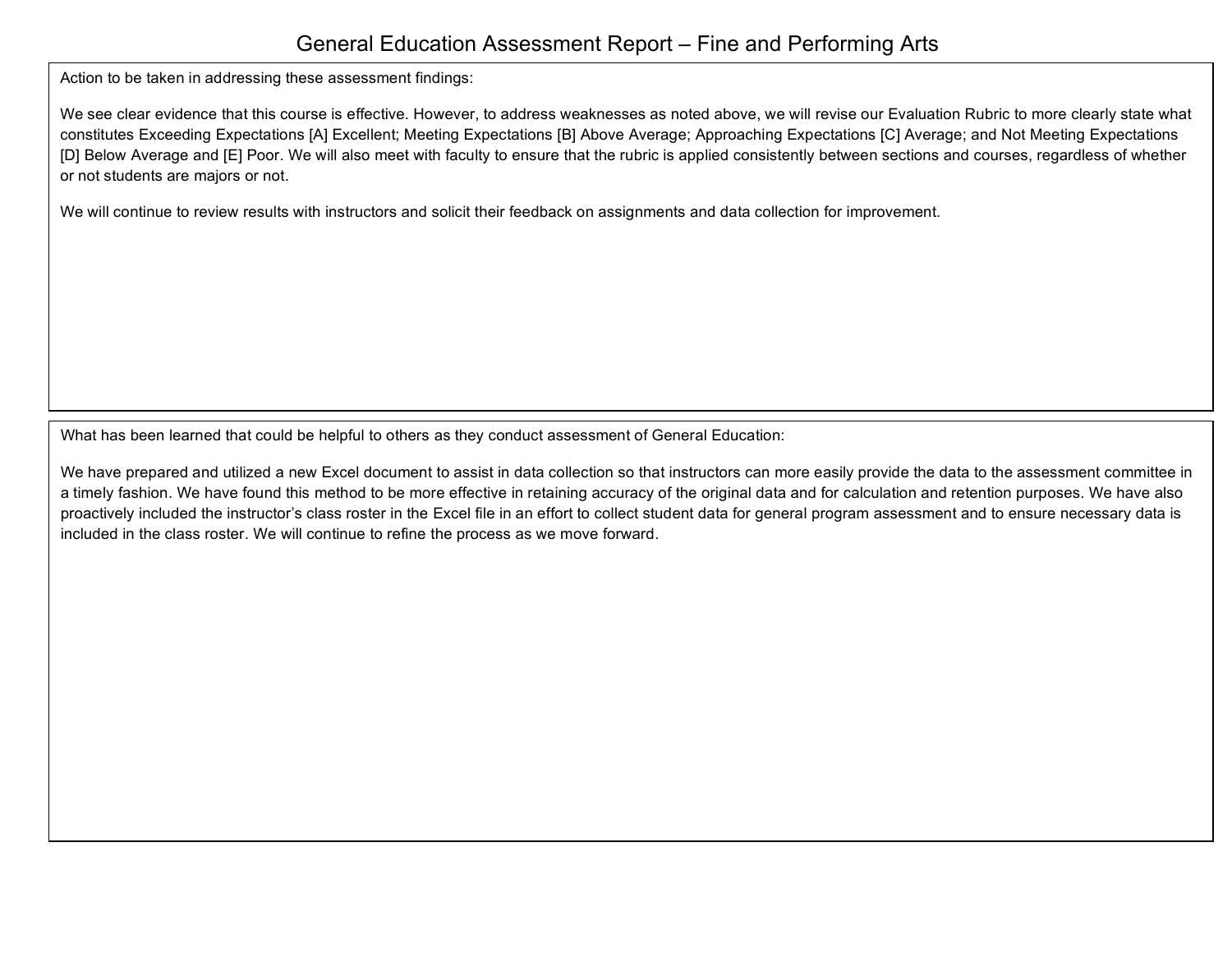# General Education Assessment Report – Fine and Performing Arts

Action to be taken in addressing these assessment findings:

We see clear evidence that this course is effective. However, to address weaknesses as noted above, we will revise our Evaluation Rubric to more clearly state what constitutes Exceeding Expectations [A] Excellent; Meeting Expectations [B] Above Average; Approaching Expectations [C] Average; and Not Meeting Expectations [D] Below Average and [E] Poor. We will also meet with faculty to ensure that the rubric is applied consistently between sections and courses, regardless of whether or not students are majors or not.

We will continue to review results with instructors and solicit their feedback on assignments and data collection for improvement.

What has been learned that could be helpful to others as they conduct assessment of General Education:

We have prepared and utilized a new Excel document to assist in data collection so that instructors can more easily provide the data to the assessment committee in a timely fashion. We have found this method to be more effective in retaining accuracy of the original data and for calculation and retention purposes. We have also proactively included the instructor's class roster in the Excel file in an effort to collect student data for general program assessment and to ensure necessary data is included in the class roster. We will continue to refine the process as we move forward.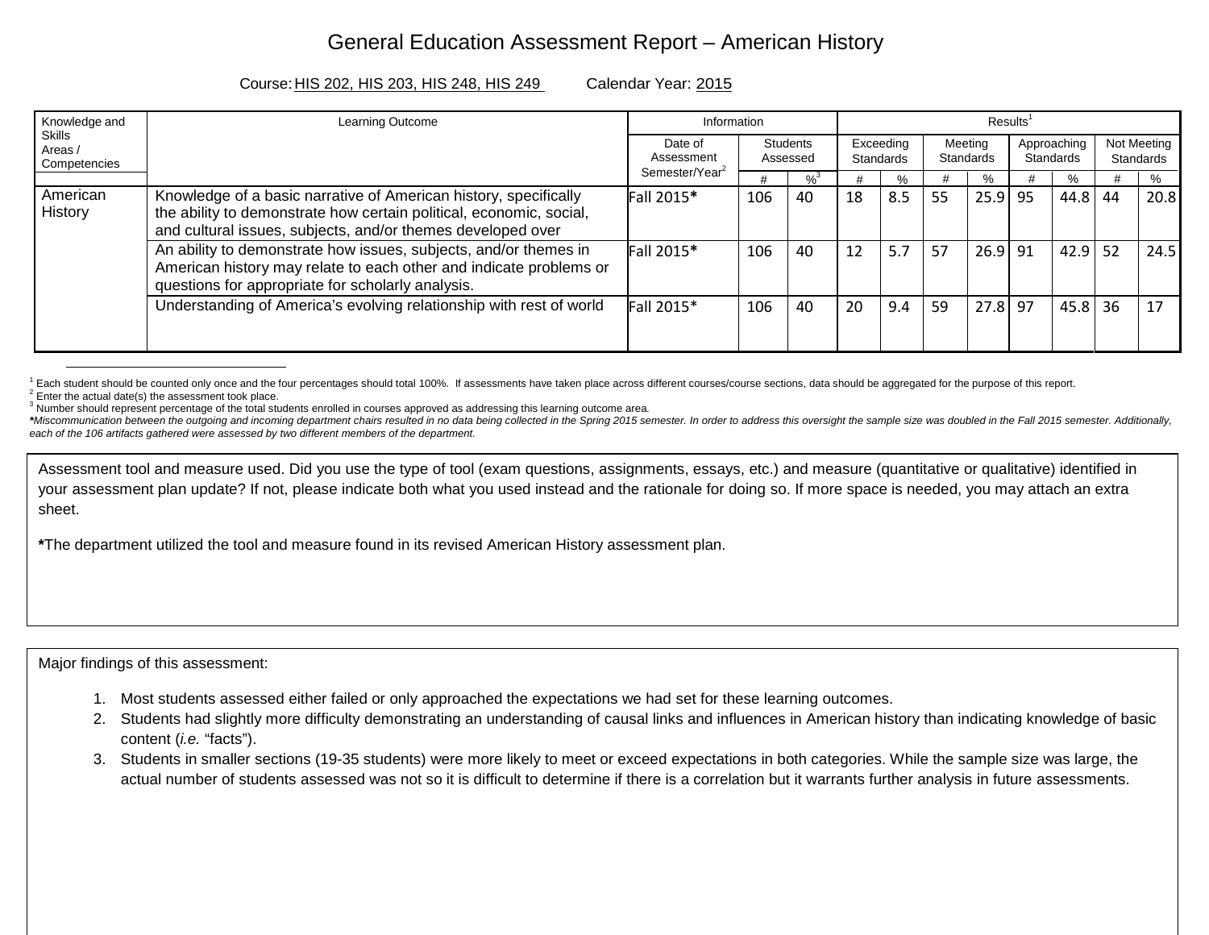# General Education Assessment Report – American History

Course: HIS 202, HIS 203, HIS 248, HIS 249 Calendar Year: 2015

| Knowledge and Skills Areas / Competencies | Learning Outcome | Information | | | Results[1] | | | | | | | |
|---|---|---|---|---|---|---|---|---|---|---|---|---|
| | | Date of Assessment Semester/Year[2] | Students Assessed | | Exceeding Standards | | Meeting Standards | | Approaching Standards | | Not Meeting Standards | |
| | | | # | %[3] | # | % | # | % | # | % | # | % |
| American History | Knowledge of a basic narrative of American history, specifically the ability to demonstrate how certain political, economic, social, and cultural issues, subjects, and/or themes developed over | Fall 2015* | 106 | 40 | 18 | 8.5 | 55 | 25.9 | 95 | 44.8 | 44 | 20.8 |
| | An ability to demonstrate how issues, subjects, and/or themes in American history may relate to each other and indicate problems or questions for appropriate for scholarly analysis. | Fall 2015* | 106 | 40 | 12 | 5.7 | 57 | 26.9 | 91 | 42.9 | 52 | 24.5 |
| | Understanding of America's evolving relationship with rest of world | Fall 2015* | 106 | 40 | 20 | 9.4 | 59 | 27.8 | 97 | 45.8 | 36 | 17 |

[1] Each student should be counted only once and the four percentages should total 100%. If assessments have taken place across different courses/course sections, data should be aggregated for the purpose of this report.
[2] Enter the actual date(s) the assessment took place.
[3] Number should represent percentage of the total students enrolled in courses approved as addressing this learning outcome area.
****Miscommunication between the outgoing and incoming department chairs resulted in no data being collected in the Spring 2015 semester. In order to address this oversight the sample size was doubled in the Fall 2015 semester. Additionally, each of the 106 artifacts gathered were assessed by two different members of the department.*

Assessment tool and measure used. Did you use the type of tool (exam questions, assignments, essays, etc.) and measure (quantitative or qualitative) identified in your assessment plan update? If not, please indicate both what you used instead and the rationale for doing so. If more space is needed, you may attach an extra sheet.

***The department utilized the tool and measure found in its revised American History assessment plan.

Major findings of this assessment:

1. Most students assessed either failed or only approached the expectations we had set for these learning outcomes.
2. Students had slightly more difficulty demonstrating an understanding of causal links and influences in American history than indicating knowledge of basic content (*i.e.* "facts").
3. Students in smaller sections (19-35 students) were more likely to meet or exceed expectations in both categories. While the sample size was large, the actual number of students assessed was not so it is difficult to determine if there is a correlation but it warrants further analysis in future assessments.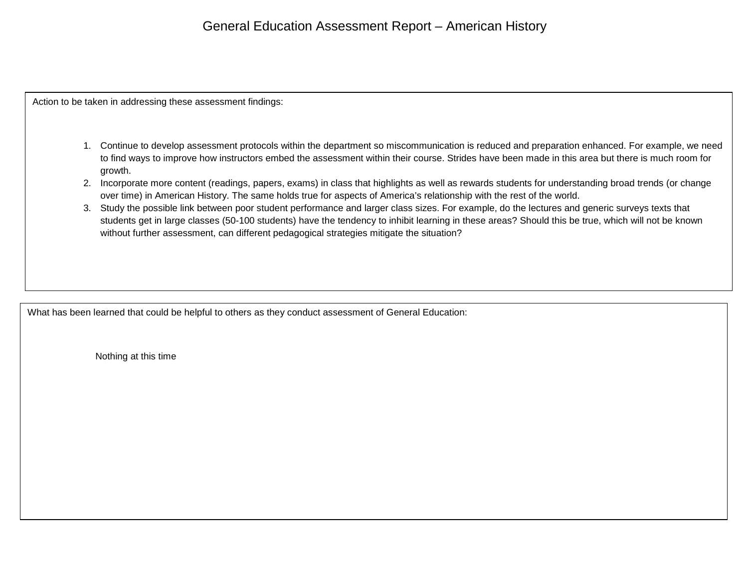# General Education Assessment Report – American History

Action to be taken in addressing these assessment findings:

1. Continue to develop assessment protocols within the department so miscommunication is reduced and preparation enhanced. For example, we need to find ways to improve how instructors embed the assessment within their course. Strides have been made in this area but there is much room for growth.
2. Incorporate more content (readings, papers, exams) in class that highlights as well as rewards students for understanding broad trends (or change over time) in American History. The same holds true for aspects of America's relationship with the rest of the world.
3. Study the possible link between poor student performance and larger class sizes. For example, do the lectures and generic surveys texts that students get in large classes (50-100 students) have the tendency to inhibit learning in these areas? Should this be true, which will not be known without further assessment, can different pedagogical strategies mitigate the situation?

What has been learned that could be helpful to others as they conduct assessment of General Education:

Nothing at this time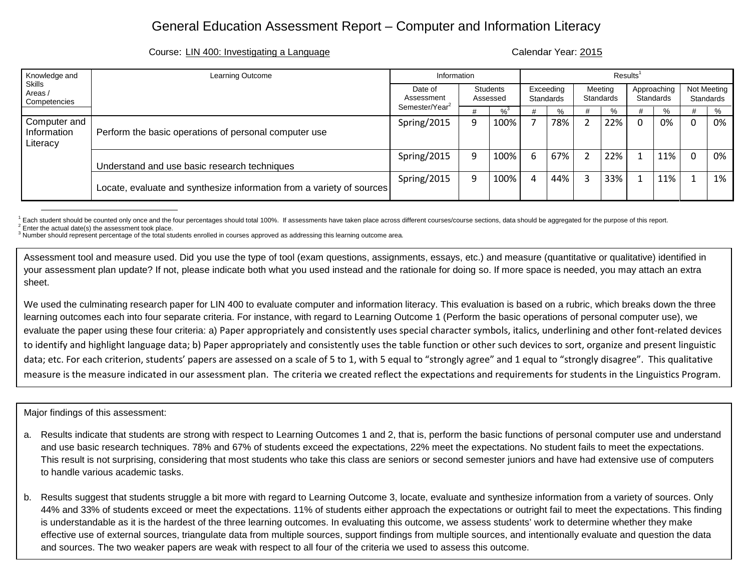# General Education Assessment Report – Computer and Information Literacy

Course: LIN 400: Investigating a Language　　　　　　Calendar Year: 2015

| Knowledge and Skills Areas / Competencies | Learning Outcome | Information | | | Results[1] | | | | | | | |
|---|---|---|---|---|---|---|---|---|---|---|---|---|
| | | Date of Assessment Semester/Year[2] | Students Assessed | | Exceeding Standards | | Meeting Standards | | Approaching Standards | | Not Meeting Standards | |
| | | | # | %[3] | # | % | # | % | # | % | # | % |
| Computer and Information Literacy | Perform the basic operations of personal computer use | Spring/2015 | 9 | 100% | 7 | 78% | 2 | 22% | 0 | 0% | 0 | 0% |
| | Understand and use basic research techniques | Spring/2015 | 9 | 100% | 6 | 67% | 2 | 22% | 1 | 11% | 0 | 0% |
| | Locate, evaluate and synthesize information from a variety of sources | Spring/2015 | 9 | 100% | 4 | 44% | 3 | 33% | 1 | 11% | 1 | 1% |

[1] Each student should be counted only once and the four percentages should total 100%. If assessments have taken place across different courses/course sections, data should be aggregated for the purpose of this report.
[2] Enter the actual date(s) the assessment took place.
[3] Number should represent percentage of the total students enrolled in courses approved as addressing this learning outcome area.

Assessment tool and measure used. Did you use the type of tool (exam questions, assignments, essays, etc.) and measure (quantitative or qualitative) identified in your assessment plan update? If not, please indicate both what you used instead and the rationale for doing so. If more space is needed, you may attach an extra sheet.

We used the culminating research paper for LIN 400 to evaluate computer and information literacy. This evaluation is based on a rubric, which breaks down the three learning outcomes each into four separate criteria. For instance, with regard to Learning Outcome 1 (Perform the basic operations of personal computer use), we evaluate the paper using these four criteria: a) Paper appropriately and consistently uses special character symbols, italics, underlining and other font-related devices to identify and highlight language data; b) Paper appropriately and consistently uses the table function or other such devices to sort, organize and present linguistic data; etc. For each criterion, students' papers are assessed on a scale of 5 to 1, with 5 equal to "strongly agree" and 1 equal to "strongly disagree". This qualitative measure is the measure indicated in our assessment plan. The criteria we created reflect the expectations and requirements for students in the Linguistics Program.

Major findings of this assessment:

a. Results indicate that students are strong with respect to Learning Outcomes 1 and 2, that is, perform the basic functions of personal computer use and understand and use basic research techniques. 78% and 67% of students exceed the expectations, 22% meet the expectations. No student fails to meet the expectations. This result is not surprising, considering that most students who take this class are seniors or second semester juniors and have had extensive use of computers to handle various academic tasks.

b. Results suggest that students struggle a bit more with regard to Learning Outcome 3, locate, evaluate and synthesize information from a variety of sources. Only 44% and 33% of students exceed or meet the expectations. 11% of students either approach the expectations or outright fail to meet the expectations. This finding is understandable as it is the hardest of the three learning outcomes. In evaluating this outcome, we assess students' work to determine whether they make effective use of external sources, triangulate data from multiple sources, support findings from multiple sources, and intentionally evaluate and question the data and sources. The two weaker papers are weak with respect to all four of the criteria we used to assess this outcome.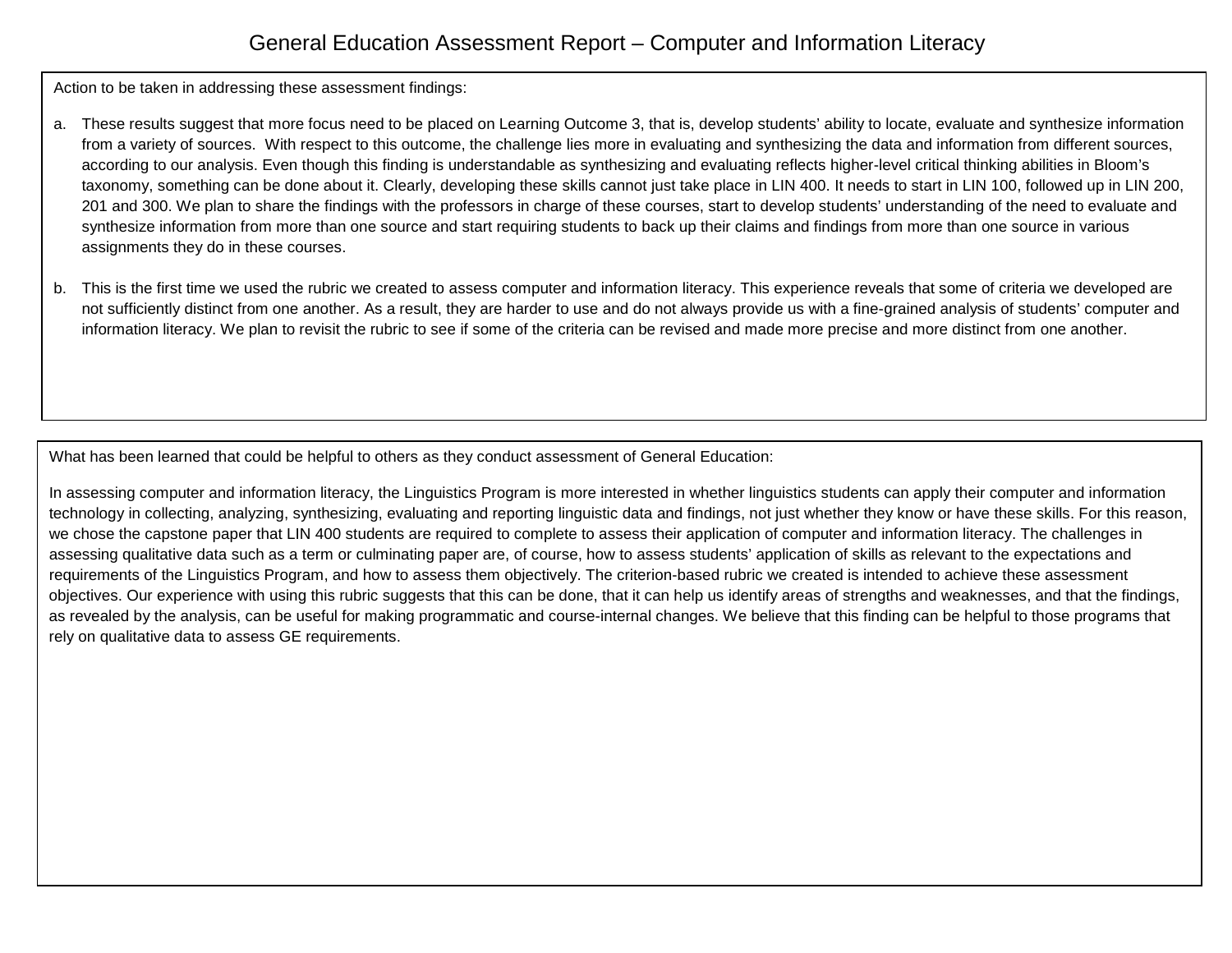# General Education Assessment Report – Computer and Information Literacy

Action to be taken in addressing these assessment findings:

a. These results suggest that more focus need to be placed on Learning Outcome 3, that is, develop students' ability to locate, evaluate and synthesize information from a variety of sources. With respect to this outcome, the challenge lies more in evaluating and synthesizing the data and information from different sources, according to our analysis. Even though this finding is understandable as synthesizing and evaluating reflects higher-level critical thinking abilities in Bloom's taxonomy, something can be done about it. Clearly, developing these skills cannot just take place in LIN 400. It needs to start in LIN 100, followed up in LIN 200, 201 and 300. We plan to share the findings with the professors in charge of these courses, start to develop students' understanding of the need to evaluate and synthesize information from more than one source and start requiring students to back up their claims and findings from more than one source in various assignments they do in these courses.

b. This is the first time we used the rubric we created to assess computer and information literacy. This experience reveals that some of criteria we developed are not sufficiently distinct from one another. As a result, they are harder to use and do not always provide us with a fine-grained analysis of students' computer and information literacy. We plan to revisit the rubric to see if some of the criteria can be revised and made more precise and more distinct from one another.

What has been learned that could be helpful to others as they conduct assessment of General Education:

In assessing computer and information literacy, the Linguistics Program is more interested in whether linguistics students can apply their computer and information technology in collecting, analyzing, synthesizing, evaluating and reporting linguistic data and findings, not just whether they know or have these skills. For this reason, we chose the capstone paper that LIN 400 students are required to complete to assess their application of computer and information literacy. The challenges in assessing qualitative data such as a term or culminating paper are, of course, how to assess students' application of skills as relevant to the expectations and requirements of the Linguistics Program, and how to assess them objectively. The criterion-based rubric we created is intended to achieve these assessment objectives. Our experience with using this rubric suggests that this can be done, that it can help us identify areas of strengths and weaknesses, and that the findings, as revealed by the analysis, can be useful for making programmatic and course-internal changes. We believe that this finding can be helpful to those programs that rely on qualitative data to assess GE requirements.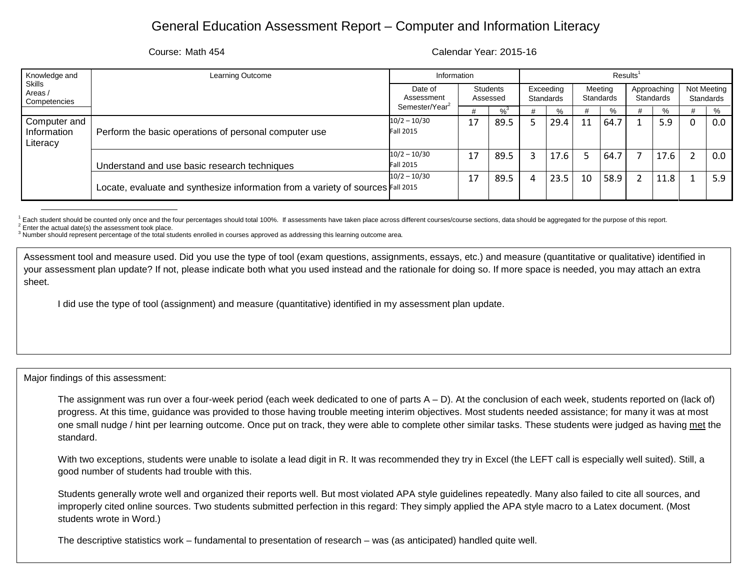# General Education Assessment Report – Computer and Information Literacy

Course: Math 454 | Calendar Year: 2015-16

| Knowledge and Skills Areas / Competencies | Learning Outcome | Information | | | Results[1] | | | | | | | |
|---|---|---|---|---|---|---|---|---|---|---|---|---|
| | | Date of Assessment Semester/Year[2] | Students Assessed | | Exceeding Standards | | Meeting Standards | | Approaching Standards | | Not Meeting Standards | |
| | | | # | %[3] | # | % | # | % | # | % | # | % |
| Computer and Information Literacy | Perform the basic operations of personal computer use | 10/2 – 10/30 Fall 2015 | 17 | 89.5 | 5 | 29.4 | 11 | 64.7 | 1 | 5.9 | 0 | 0.0 |
| | Understand and use basic research techniques | 10/2 – 10/30 Fall 2015 | 17 | 89.5 | 3 | 17.6 | 5 | 64.7 | 7 | 17.6 | 2 | 0.0 |
| | Locate, evaluate and synthesize information from a variety of sources | 10/2 – 10/30 Fall 2015 | 17 | 89.5 | 4 | 23.5 | 10 | 58.9 | 2 | 11.8 | 1 | 5.9 |

[1] Each student should be counted only once and the four percentages should total 100%. If assessments have taken place across different courses/course sections, data should be aggregated for the purpose of this report.
[2] Enter the actual date(s) the assessment took place.
[3] Number should represent percentage of the total students enrolled in courses approved as addressing this learning outcome area.

Assessment tool and measure used. Did you use the type of tool (exam questions, assignments, essays, etc.) and measure (quantitative or qualitative) identified in your assessment plan update? If not, please indicate both what you used instead and the rationale for doing so. If more space is needed, you may attach an extra sheet.

I did use the type of tool (assignment) and measure (quantitative) identified in my assessment plan update.

Major findings of this assessment:

The assignment was run over a four-week period (each week dedicated to one of parts A – D). At the conclusion of each week, students reported on (lack of) progress. At this time, guidance was provided to those having trouble meeting interim objectives. Most students needed assistance; for many it was at most one small nudge / hint per learning outcome. Once put on track, they were able to complete other similar tasks. These students were judged as having met the standard.

With two exceptions, students were unable to isolate a lead digit in R. It was recommended they try in Excel (the LEFT call is especially well suited). Still, a good number of students had trouble with this.

Students generally wrote well and organized their reports well. But most violated APA style guidelines repeatedly. Many also failed to cite all sources, and improperly cited online sources. Two students submitted perfection in this regard: They simply applied the APA style macro to a Latex document. (Most students wrote in Word.)

The descriptive statistics work – fundamental to presentation of research – was (as anticipated) handled quite well.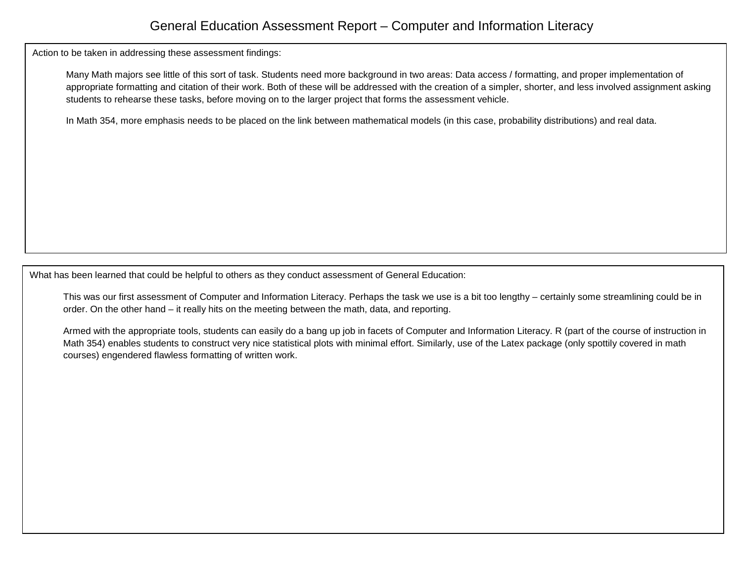# General Education Assessment Report – Computer and Information Literacy

Action to be taken in addressing these assessment findings:

Many Math majors see little of this sort of task. Students need more background in two areas: Data access / formatting, and proper implementation of appropriate formatting and citation of their work. Both of these will be addressed with the creation of a simpler, shorter, and less involved assignment asking students to rehearse these tasks, before moving on to the larger project that forms the assessment vehicle.

In Math 354, more emphasis needs to be placed on the link between mathematical models (in this case, probability distributions) and real data.

What has been learned that could be helpful to others as they conduct assessment of General Education:

This was our first assessment of Computer and Information Literacy. Perhaps the task we use is a bit too lengthy – certainly some streamlining could be in order. On the other hand – it really hits on the meeting between the math, data, and reporting.

Armed with the appropriate tools, students can easily do a bang up job in facets of Computer and Information Literacy. R (part of the course of instruction in Math 354) enables students to construct very nice statistical plots with minimal effort. Similarly, use of the Latex package (only spottily covered in math courses) engendered flawless formatting of written work.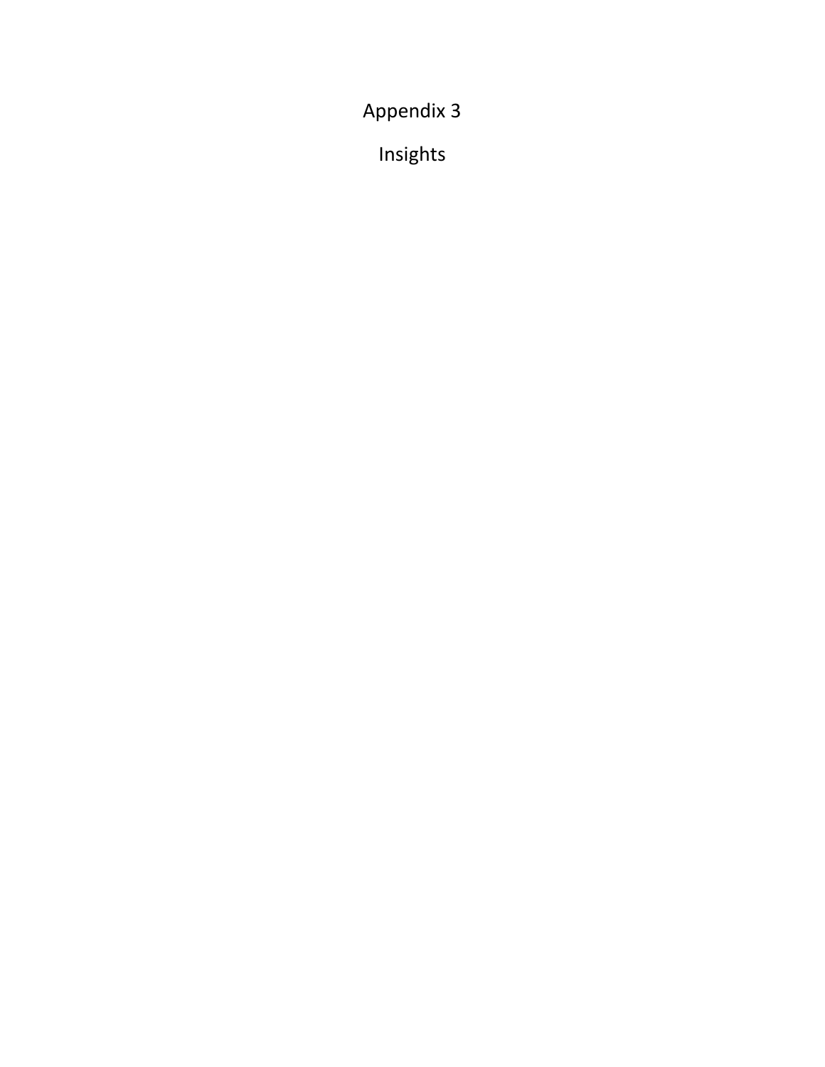# Appendix 3

# Insights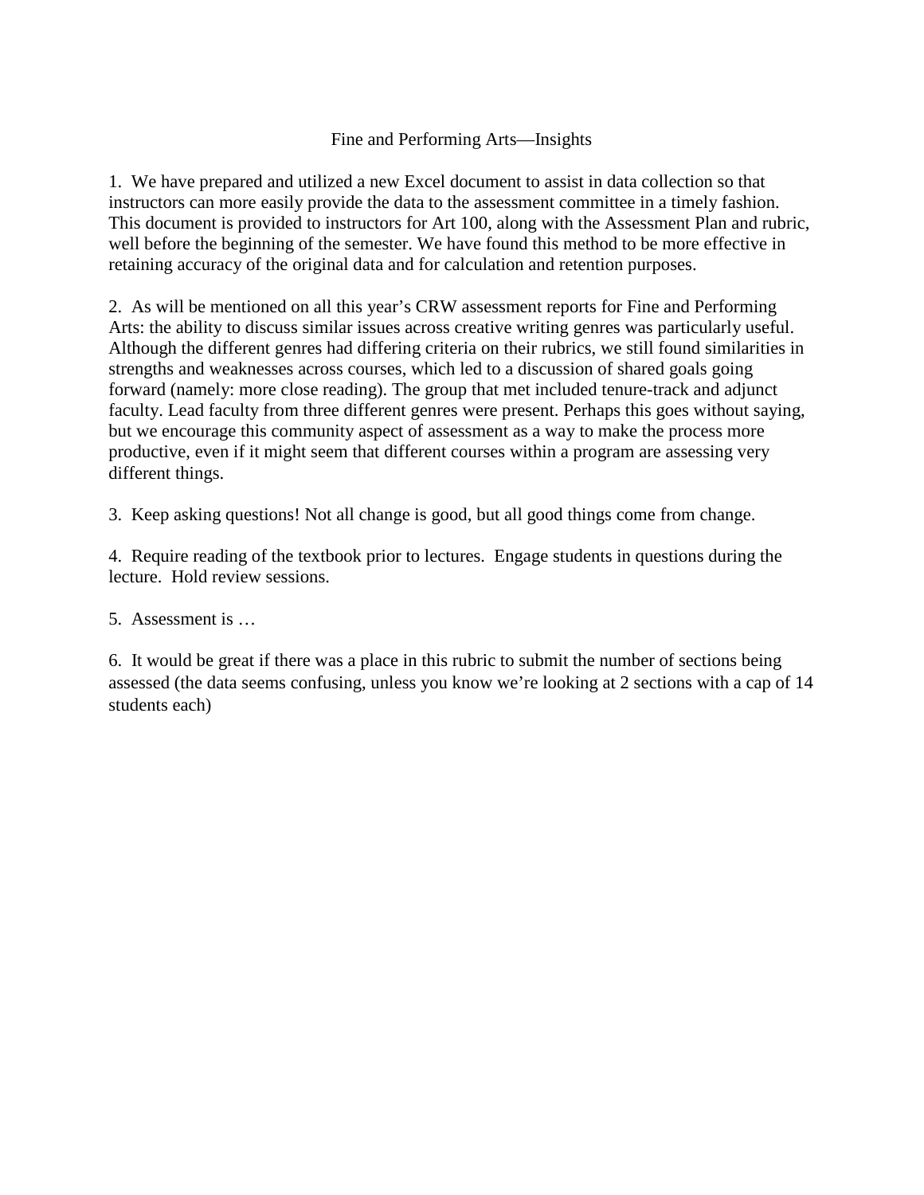# Fine and Performing Arts—Insights

1. We have prepared and utilized a new Excel document to assist in data collection so that instructors can more easily provide the data to the assessment committee in a timely fashion. This document is provided to instructors for Art 100, along with the Assessment Plan and rubric, well before the beginning of the semester. We have found this method to be more effective in retaining accuracy of the original data and for calculation and retention purposes.

2. As will be mentioned on all this year's CRW assessment reports for Fine and Performing Arts: the ability to discuss similar issues across creative writing genres was particularly useful. Although the different genres had differing criteria on their rubrics, we still found similarities in strengths and weaknesses across courses, which led to a discussion of shared goals going forward (namely: more close reading). The group that met included tenure-track and adjunct faculty. Lead faculty from three different genres were present. Perhaps this goes without saying, but we encourage this community aspect of assessment as a way to make the process more productive, even if it might seem that different courses within a program are assessing very different things.

3. Keep asking questions! Not all change is good, but all good things come from change.

4. Require reading of the textbook prior to lectures. Engage students in questions during the lecture. Hold review sessions.

5. Assessment is …

6. It would be great if there was a place in this rubric to submit the number of sections being assessed (the data seems confusing, unless you know we're looking at 2 sections with a cap of 14 students each)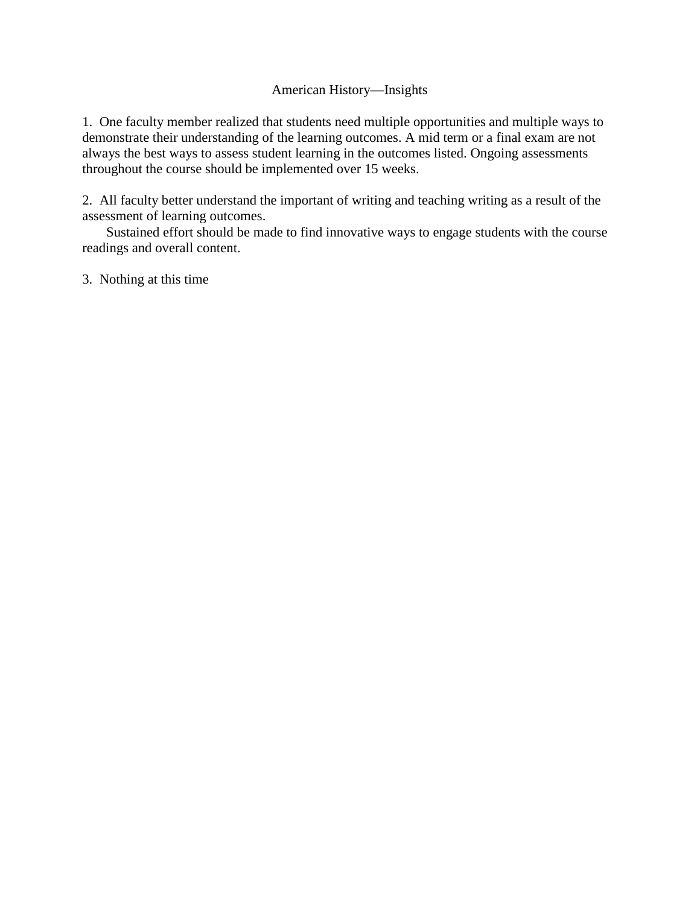# American History—Insights

1. One faculty member realized that students need multiple opportunities and multiple ways to demonstrate their understanding of the learning outcomes. A mid term or a final exam are not always the best ways to assess student learning in the outcomes listed. Ongoing assessments throughout the course should be implemented over 15 weeks.

2. All faculty better understand the important of writing and teaching writing as a result of the assessment of learning outcomes.

   Sustained effort should be made to find innovative ways to engage students with the course readings and overall content.

3. Nothing at this time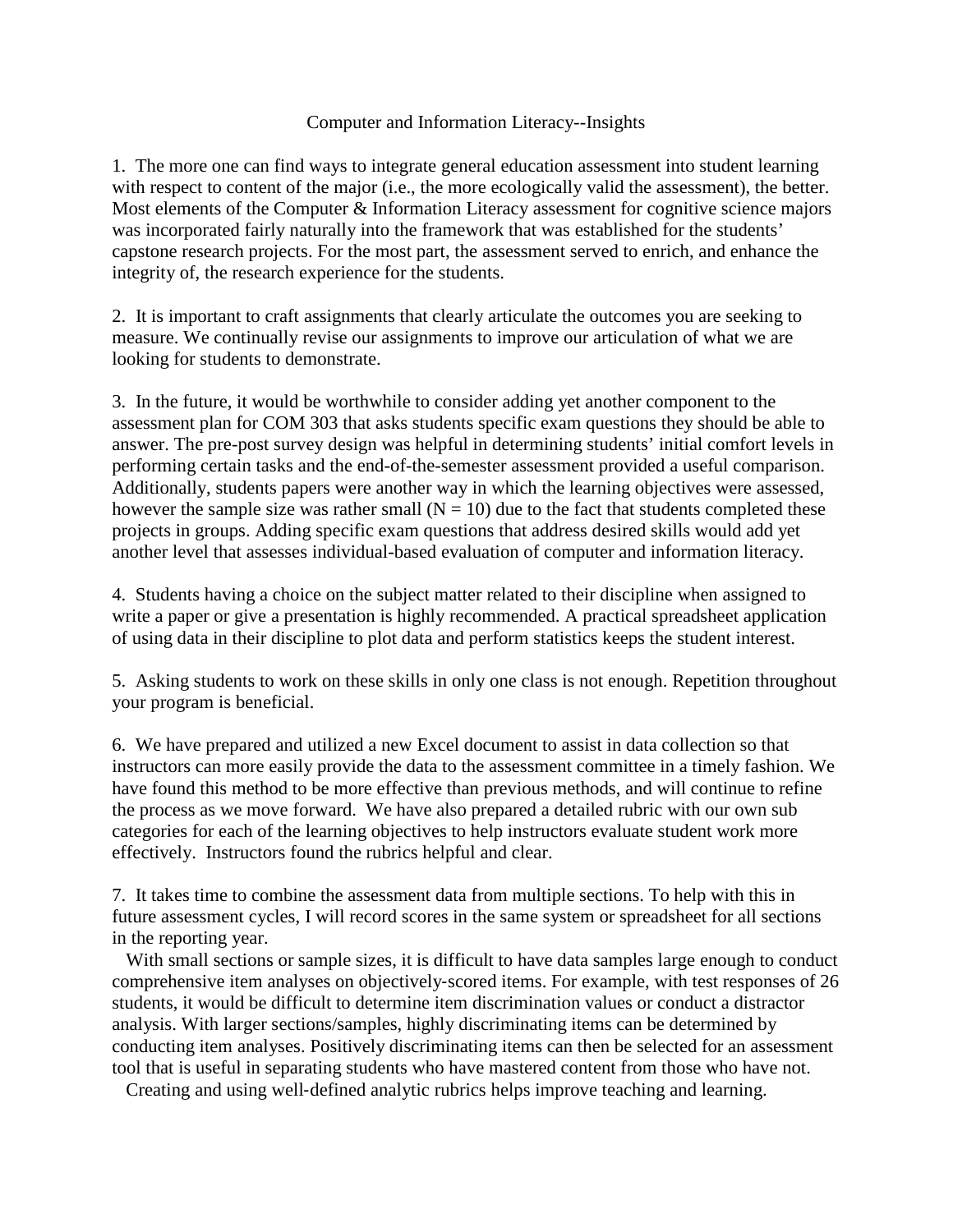# Computer and Information Literacy--Insights

1. The more one can find ways to integrate general education assessment into student learning with respect to content of the major (i.e., the more ecologically valid the assessment), the better. Most elements of the Computer & Information Literacy assessment for cognitive science majors was incorporated fairly naturally into the framework that was established for the students' capstone research projects. For the most part, the assessment served to enrich, and enhance the integrity of, the research experience for the students.

2. It is important to craft assignments that clearly articulate the outcomes you are seeking to measure. We continually revise our assignments to improve our articulation of what we are looking for students to demonstrate.

3. In the future, it would be worthwhile to consider adding yet another component to the assessment plan for COM 303 that asks students specific exam questions they should be able to answer. The pre-post survey design was helpful in determining students' initial comfort levels in performing certain tasks and the end-of-the-semester assessment provided a useful comparison. Additionally, students papers were another way in which the learning objectives were assessed, however the sample size was rather small ($N = 10$) due to the fact that students completed these projects in groups. Adding specific exam questions that address desired skills would add yet another level that assesses individual-based evaluation of computer and information literacy.

4. Students having a choice on the subject matter related to their discipline when assigned to write a paper or give a presentation is highly recommended. A practical spreadsheet application of using data in their discipline to plot data and perform statistics keeps the student interest.

5. Asking students to work on these skills in only one class is not enough. Repetition throughout your program is beneficial.

6. We have prepared and utilized a new Excel document to assist in data collection so that instructors can more easily provide the data to the assessment committee in a timely fashion. We have found this method to be more effective than previous methods, and will continue to refine the process as we move forward. We have also prepared a detailed rubric with our own sub categories for each of the learning objectives to help instructors evaluate student work more effectively. Instructors found the rubrics helpful and clear.

7. It takes time to combine the assessment data from multiple sections. To help with this in future assessment cycles, I will record scores in the same system or spreadsheet for all sections in the reporting year.

With small sections or sample sizes, it is difficult to have data samples large enough to conduct comprehensive item analyses on objectively-scored items. For example, with test responses of 26 students, it would be difficult to determine item discrimination values or conduct a distractor analysis. With larger sections/samples, highly discriminating items can be determined by conducting item analyses. Positively discriminating items can then be selected for an assessment tool that is useful in separating students who have mastered content from those who have not.

Creating and using well-defined analytic rubrics helps improve teaching and learning.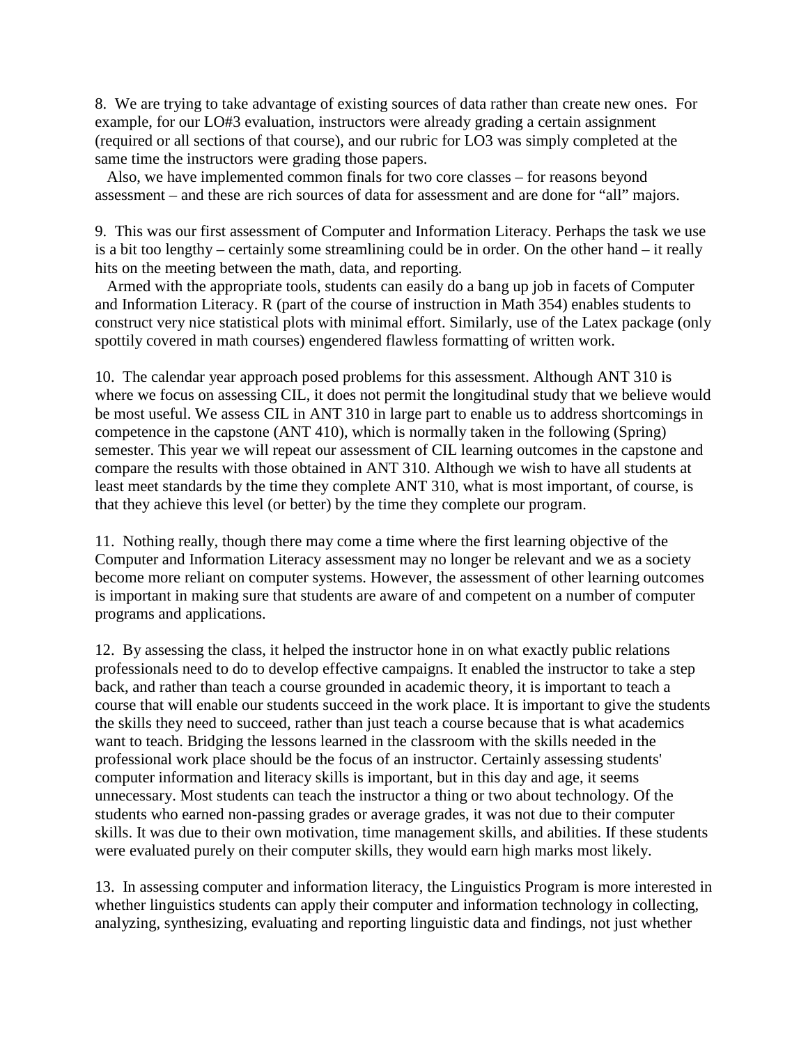8. We are trying to take advantage of existing sources of data rather than create new ones. For example, for our LO#3 evaluation, instructors were already grading a certain assignment (required or all sections of that course), and our rubric for LO3 was simply completed at the same time the instructors were grading those papers.

Also, we have implemented common finals for two core classes – for reasons beyond assessment – and these are rich sources of data for assessment and are done for "all" majors.

9. This was our first assessment of Computer and Information Literacy. Perhaps the task we use is a bit too lengthy – certainly some streamlining could be in order. On the other hand – it really hits on the meeting between the math, data, and reporting.

Armed with the appropriate tools, students can easily do a bang up job in facets of Computer and Information Literacy. R (part of the course of instruction in Math 354) enables students to construct very nice statistical plots with minimal effort. Similarly, use of the Latex package (only spottily covered in math courses) engendered flawless formatting of written work.

10. The calendar year approach posed problems for this assessment. Although ANT 310 is where we focus on assessing CIL, it does not permit the longitudinal study that we believe would be most useful. We assess CIL in ANT 310 in large part to enable us to address shortcomings in competence in the capstone (ANT 410), which is normally taken in the following (Spring) semester. This year we will repeat our assessment of CIL learning outcomes in the capstone and compare the results with those obtained in ANT 310. Although we wish to have all students at least meet standards by the time they complete ANT 310, what is most important, of course, is that they achieve this level (or better) by the time they complete our program.

11. Nothing really, though there may come a time where the first learning objective of the Computer and Information Literacy assessment may no longer be relevant and we as a society become more reliant on computer systems. However, the assessment of other learning outcomes is important in making sure that students are aware of and competent on a number of computer programs and applications.

12. By assessing the class, it helped the instructor hone in on what exactly public relations professionals need to do to develop effective campaigns. It enabled the instructor to take a step back, and rather than teach a course grounded in academic theory, it is important to teach a course that will enable our students succeed in the work place. It is important to give the students the skills they need to succeed, rather than just teach a course because that is what academics want to teach. Bridging the lessons learned in the classroom with the skills needed in the professional work place should be the focus of an instructor. Certainly assessing students' computer information and literacy skills is important, but in this day and age, it seems unnecessary. Most students can teach the instructor a thing or two about technology. Of the students who earned non-passing grades or average grades, it was not due to their computer skills. It was due to their own motivation, time management skills, and abilities. If these students were evaluated purely on their computer skills, they would earn high marks most likely.

13. In assessing computer and information literacy, the Linguistics Program is more interested in whether linguistics students can apply their computer and information technology in collecting, analyzing, synthesizing, evaluating and reporting linguistic data and findings, not just whether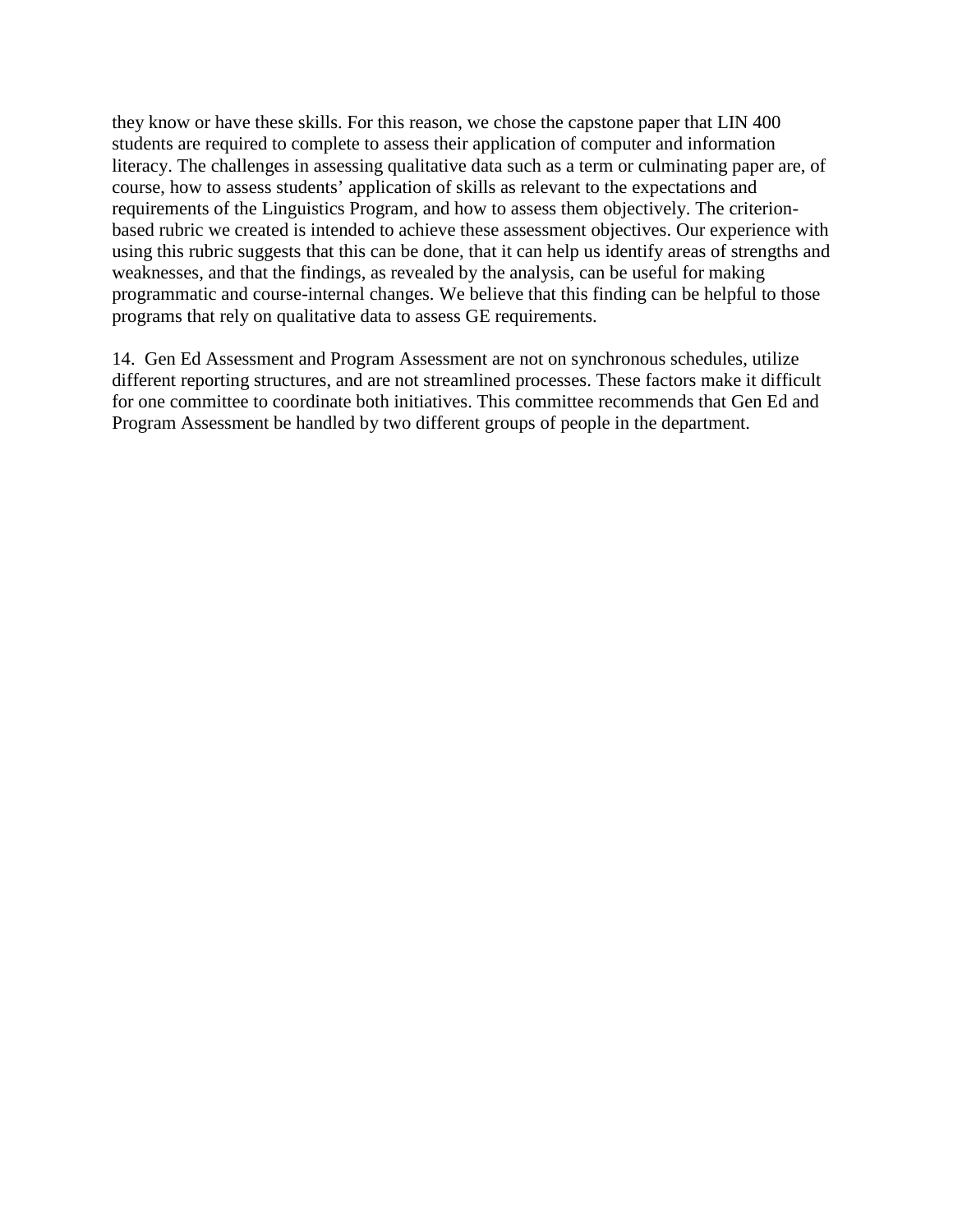they know or have these skills. For this reason, we chose the capstone paper that LIN 400 students are required to complete to assess their application of computer and information literacy. The challenges in assessing qualitative data such as a term or culminating paper are, of course, how to assess students' application of skills as relevant to the expectations and requirements of the Linguistics Program, and how to assess them objectively. The criterion-based rubric we created is intended to achieve these assessment objectives. Our experience with using this rubric suggests that this can be done, that it can help us identify areas of strengths and weaknesses, and that the findings, as revealed by the analysis, can be useful for making programmatic and course-internal changes. We believe that this finding can be helpful to those programs that rely on qualitative data to assess GE requirements.

14. Gen Ed Assessment and Program Assessment are not on synchronous schedules, utilize different reporting structures, and are not streamlined processes. These factors make it difficult for one committee to coordinate both initiatives. This committee recommends that Gen Ed and Program Assessment be handled by two different groups of people in the department.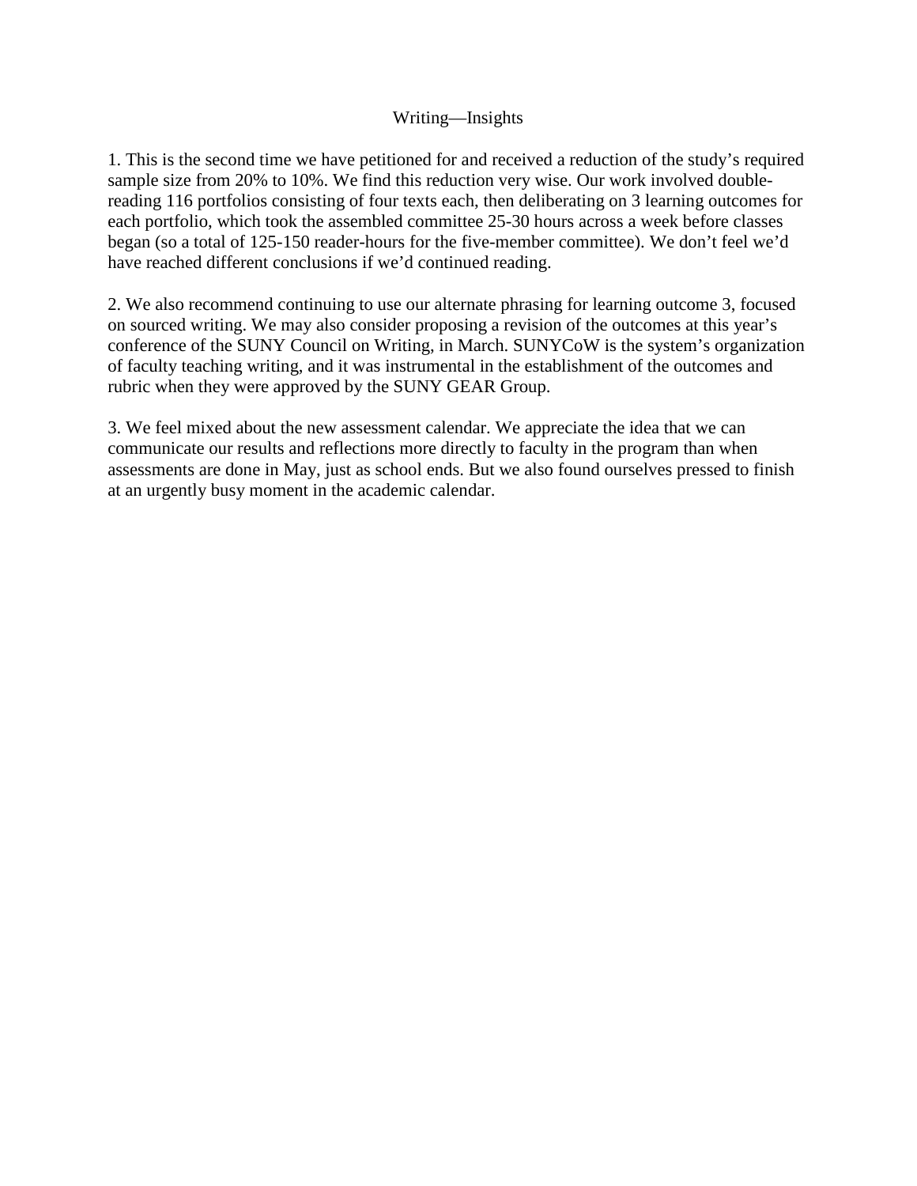# Writing—Insights

1. This is the second time we have petitioned for and received a reduction of the study's required sample size from 20% to 10%. We find this reduction very wise. Our work involved double-reading 116 portfolios consisting of four texts each, then deliberating on 3 learning outcomes for each portfolio, which took the assembled committee 25-30 hours across a week before classes began (so a total of 125-150 reader-hours for the five-member committee). We don't feel we'd have reached different conclusions if we'd continued reading.

2. We also recommend continuing to use our alternate phrasing for learning outcome 3, focused on sourced writing. We may also consider proposing a revision of the outcomes at this year's conference of the SUNY Council on Writing, in March. SUNYCoW is the system's organization of faculty teaching writing, and it was instrumental in the establishment of the outcomes and rubric when they were approved by the SUNY GEAR Group.

3. We feel mixed about the new assessment calendar. We appreciate the idea that we can communicate our results and reflections more directly to faculty in the program than when assessments are done in May, just as school ends. But we also found ourselves pressed to finish at an urgently busy moment in the academic calendar.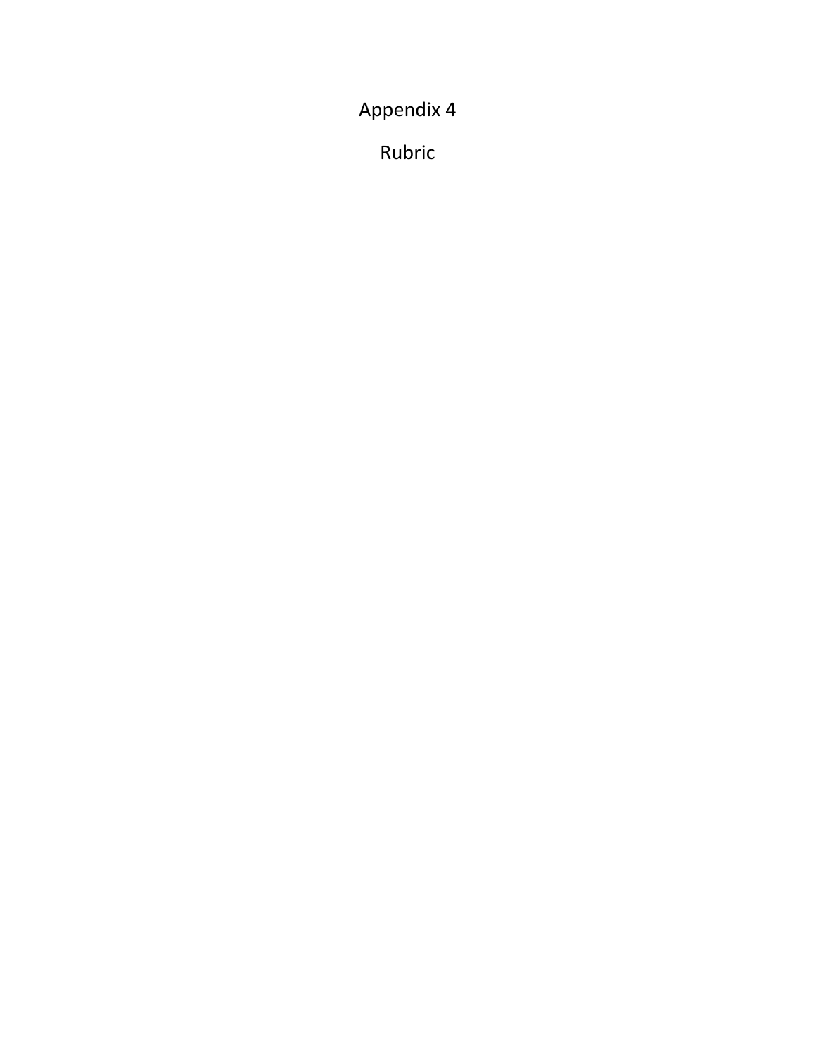# Appendix 4

## Rubric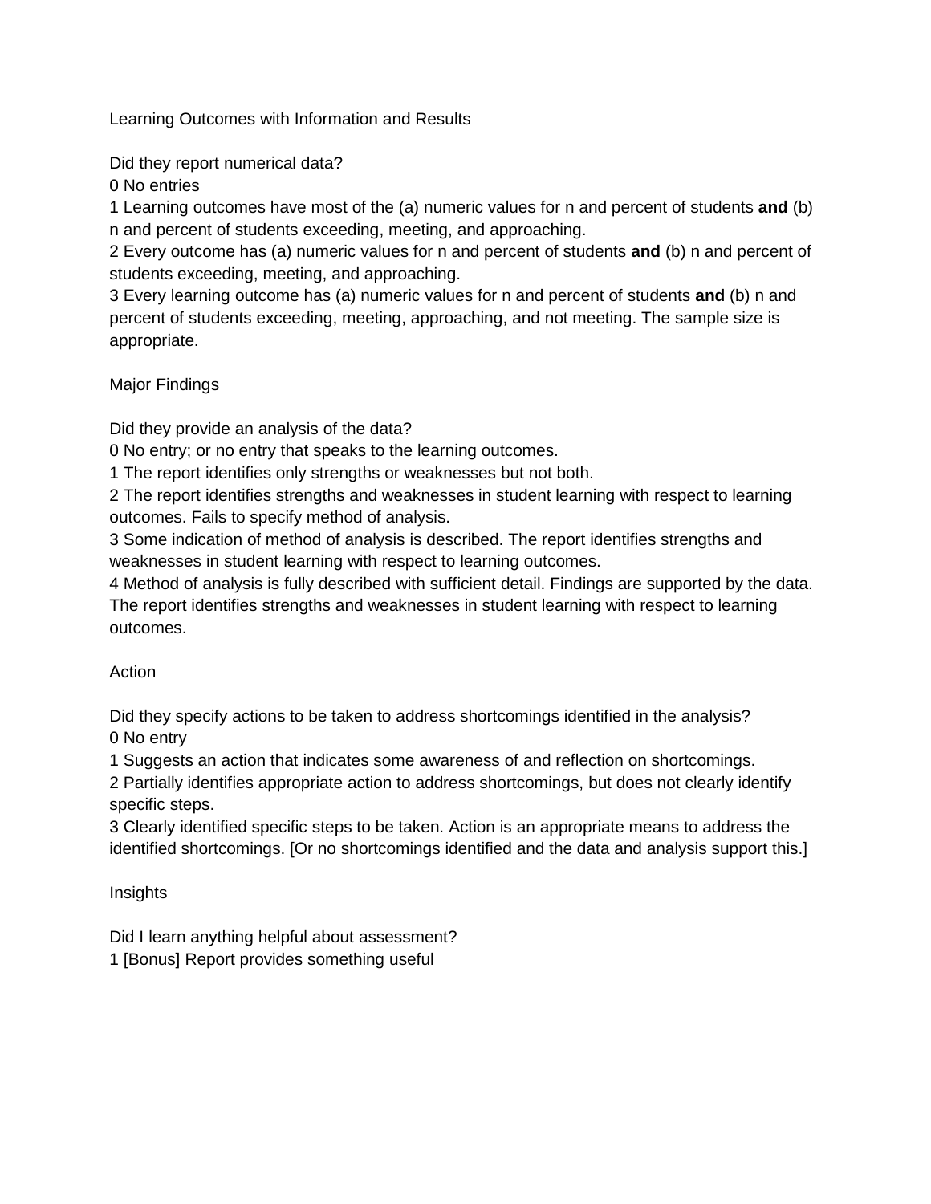Learning Outcomes with Information and Results

Did they report numerical data?
0 No entries
1 Learning outcomes have most of the (a) numeric values for n and percent of students **and** (b) n and percent of students exceeding, meeting, and approaching.
2 Every outcome has (a) numeric values for n and percent of students **and** (b) n and percent of students exceeding, meeting, and approaching.
3 Every learning outcome has (a) numeric values for n and percent of students **and** (b) n and percent of students exceeding, meeting, approaching, and not meeting. The sample size is appropriate.

Major Findings

Did they provide an analysis of the data?
0 No entry; or no entry that speaks to the learning outcomes.
1 The report identifies only strengths or weaknesses but not both.
2 The report identifies strengths and weaknesses in student learning with respect to learning outcomes. Fails to specify method of analysis.
3 Some indication of method of analysis is described. The report identifies strengths and weaknesses in student learning with respect to learning outcomes.
4 Method of analysis is fully described with sufficient detail. Findings are supported by the data. The report identifies strengths and weaknesses in student learning with respect to learning outcomes.

Action

Did they specify actions to be taken to address shortcomings identified in the analysis?
0 No entry
1 Suggests an action that indicates some awareness of and reflection on shortcomings.
2 Partially identifies appropriate action to address shortcomings, but does not clearly identify specific steps.
3 Clearly identified specific steps to be taken. Action is an appropriate means to address the identified shortcomings. [Or no shortcomings identified and the data and analysis support this.]

Insights

Did I learn anything helpful about assessment?
1 [Bonus] Report provides something useful